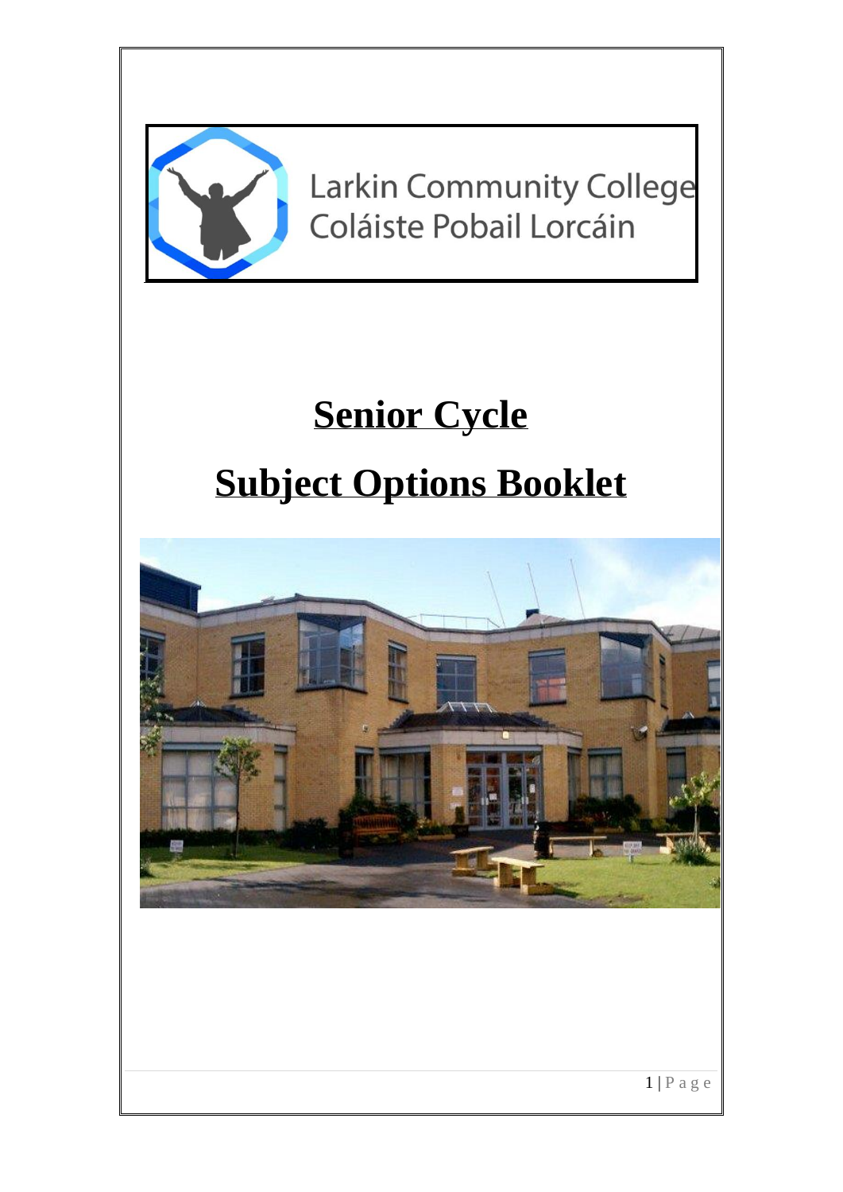Larkin Community College
Coláiste Pobail Lorcáin

# Senior Cycle

# Subject Options Booklet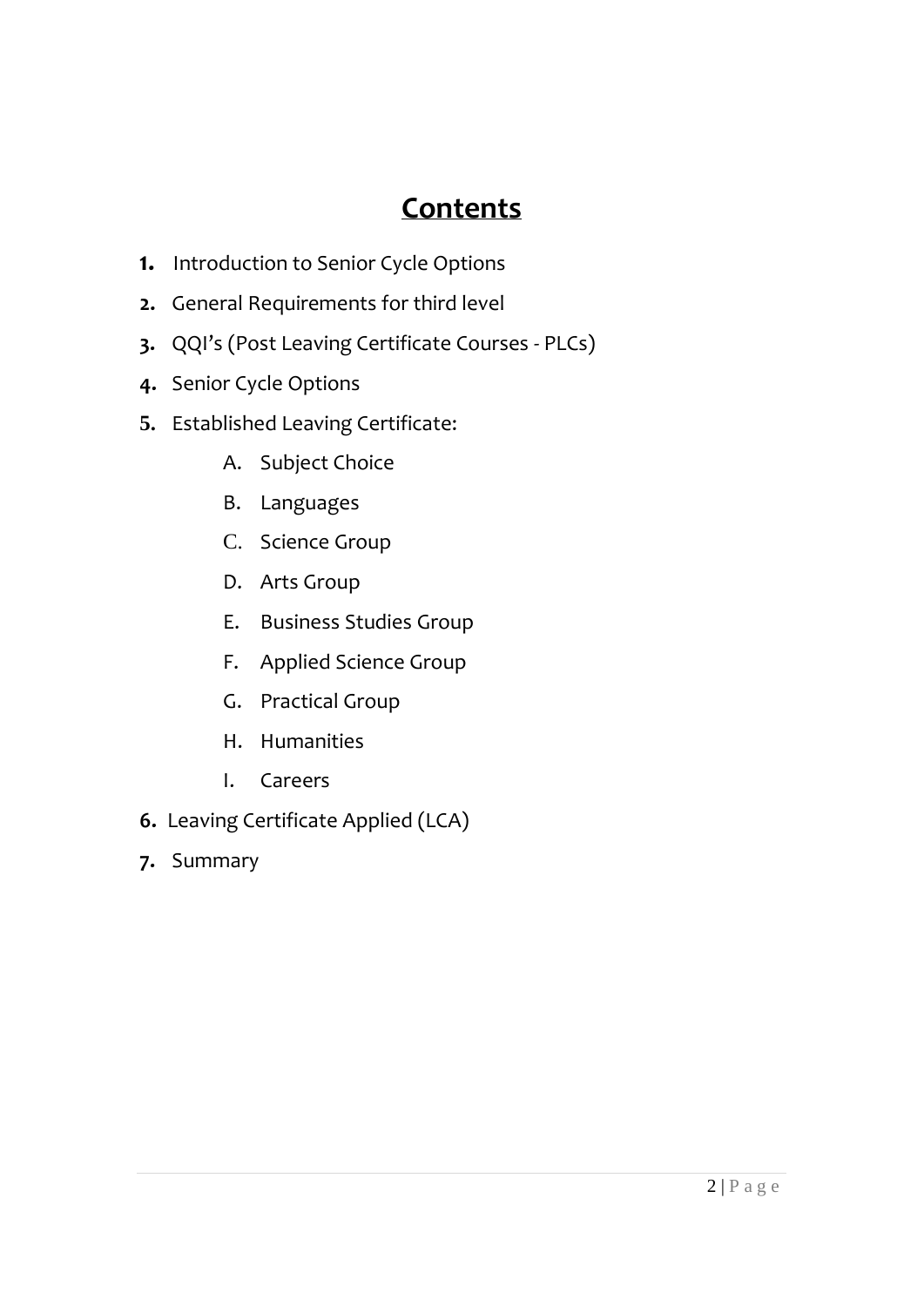# Contents

1. Introduction to Senior Cycle Options
2. General Requirements for third level
3. QQI's (Post Leaving Certificate Courses - PLCs)
4. Senior Cycle Options
5. Established Leaving Certificate:
    A. Subject Choice
    B. Languages
    C. Science Group
    D. Arts Group
    E. Business Studies Group
    F. Applied Science Group
    G. Practical Group
    H. Humanities
    I. Careers
6. Leaving Certificate Applied (LCA)
7. Summary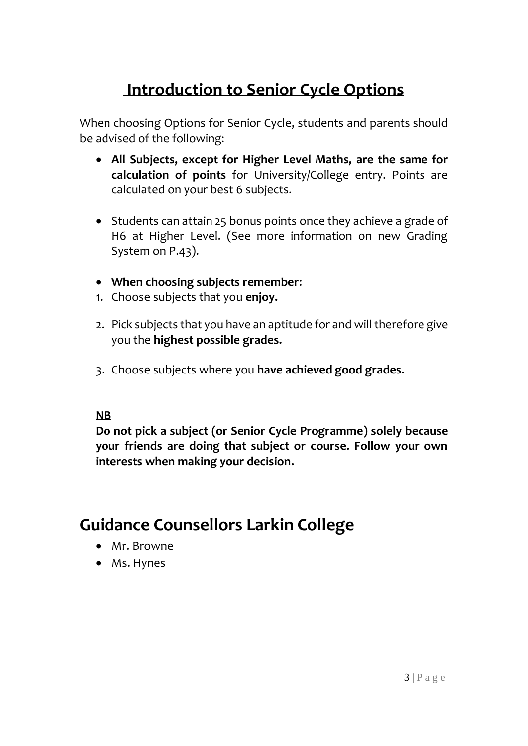# Introduction to Senior Cycle Options

When choosing Options for Senior Cycle, students and parents should be advised of the following:

- **All Subjects, except for Higher Level Maths, are the same for calculation of points** for University/College entry. Points are calculated on your best 6 subjects.

- Students can attain 25 bonus points once they achieve a grade of H6 at Higher Level. (See more information on new Grading System on P.43).

- **When choosing subjects remember**:

1. Choose subjects that you **enjoy.**
2. Pick subjects that you have an aptitude for and will therefore give you the **highest possible grades.**
3. Choose subjects where you **have achieved good grades.**

**NB**

**Do not pick a subject (or Senior Cycle Programme) solely because your friends are doing that subject or course. Follow your own interests when making your decision.**

## Guidance Counsellors Larkin College

- Mr. Browne
- Ms. Hynes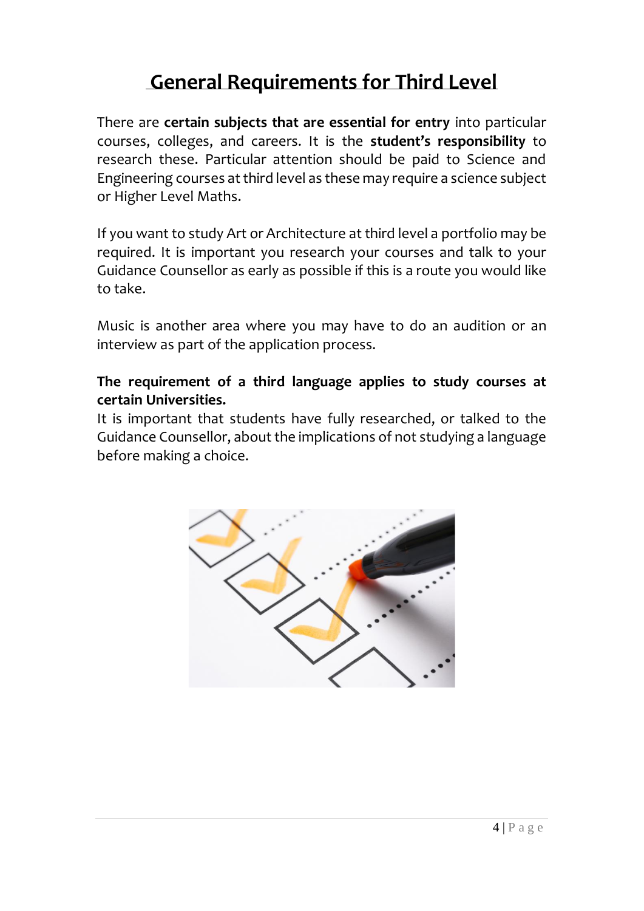# General Requirements for Third Level

There are **certain subjects that are essential for entry** into particular courses, colleges, and careers. It is the **student's responsibility** to research these. Particular attention should be paid to Science and Engineering courses at third level as these may require a science subject or Higher Level Maths.

If you want to study Art or Architecture at third level a portfolio may be required. It is important you research your courses and talk to your Guidance Counsellor as early as possible if this is a route you would like to take.

Music is another area where you may have to do an audition or an interview as part of the application process.

**The requirement of a third language applies to study courses at certain Universities.**

It is important that students have fully researched, or talked to the Guidance Counsellor, about the implications of not studying a language before making a choice.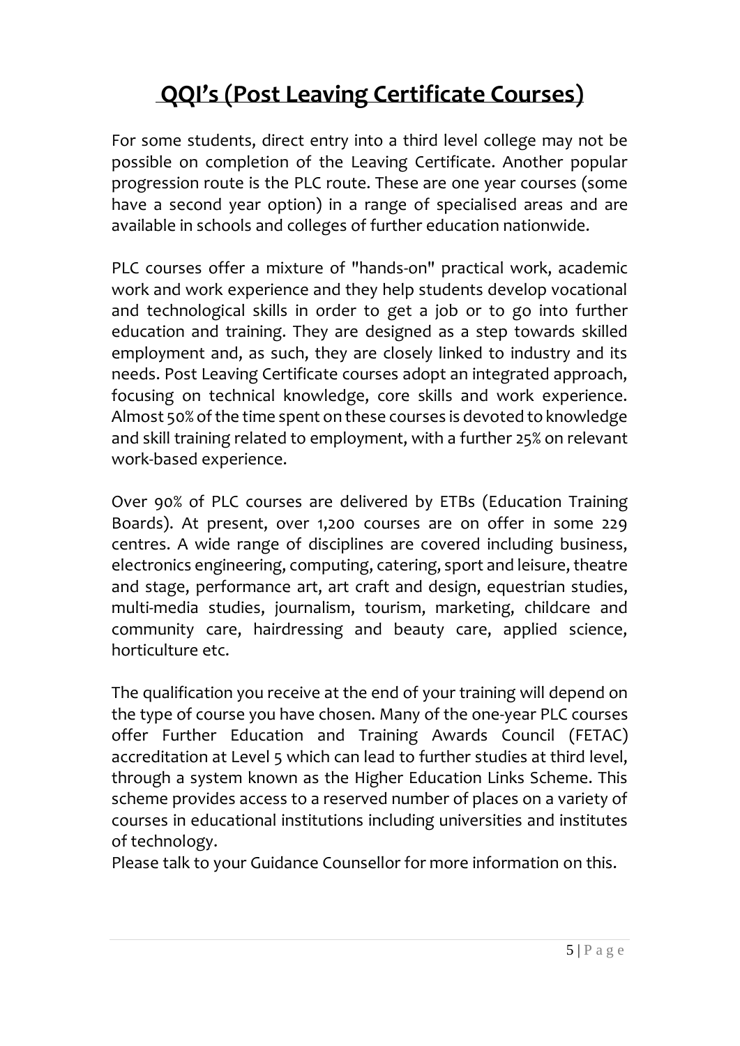# QQI's (Post Leaving Certificate Courses)

For some students, direct entry into a third level college may not be possible on completion of the Leaving Certificate. Another popular progression route is the PLC route. These are one year courses (some have a second year option) in a range of specialised areas and are available in schools and colleges of further education nationwide.

PLC courses offer a mixture of "hands-on" practical work, academic work and work experience and they help students develop vocational and technological skills in order to get a job or to go into further education and training. They are designed as a step towards skilled employment and, as such, they are closely linked to industry and its needs. Post Leaving Certificate courses adopt an integrated approach, focusing on technical knowledge, core skills and work experience. Almost 50% of the time spent on these courses is devoted to knowledge and skill training related to employment, with a further 25% on relevant work-based experience.

Over 90% of PLC courses are delivered by ETBs (Education Training Boards). At present, over 1,200 courses are on offer in some 229 centres. A wide range of disciplines are covered including business, electronics engineering, computing, catering, sport and leisure, theatre and stage, performance art, art craft and design, equestrian studies, multi-media studies, journalism, tourism, marketing, childcare and community care, hairdressing and beauty care, applied science, horticulture etc.

The qualification you receive at the end of your training will depend on the type of course you have chosen. Many of the one-year PLC courses offer Further Education and Training Awards Council (FETAC) accreditation at Level 5 which can lead to further studies at third level, through a system known as the Higher Education Links Scheme. This scheme provides access to a reserved number of places on a variety of courses in educational institutions including universities and institutes of technology.
Please talk to your Guidance Counsellor for more information on this.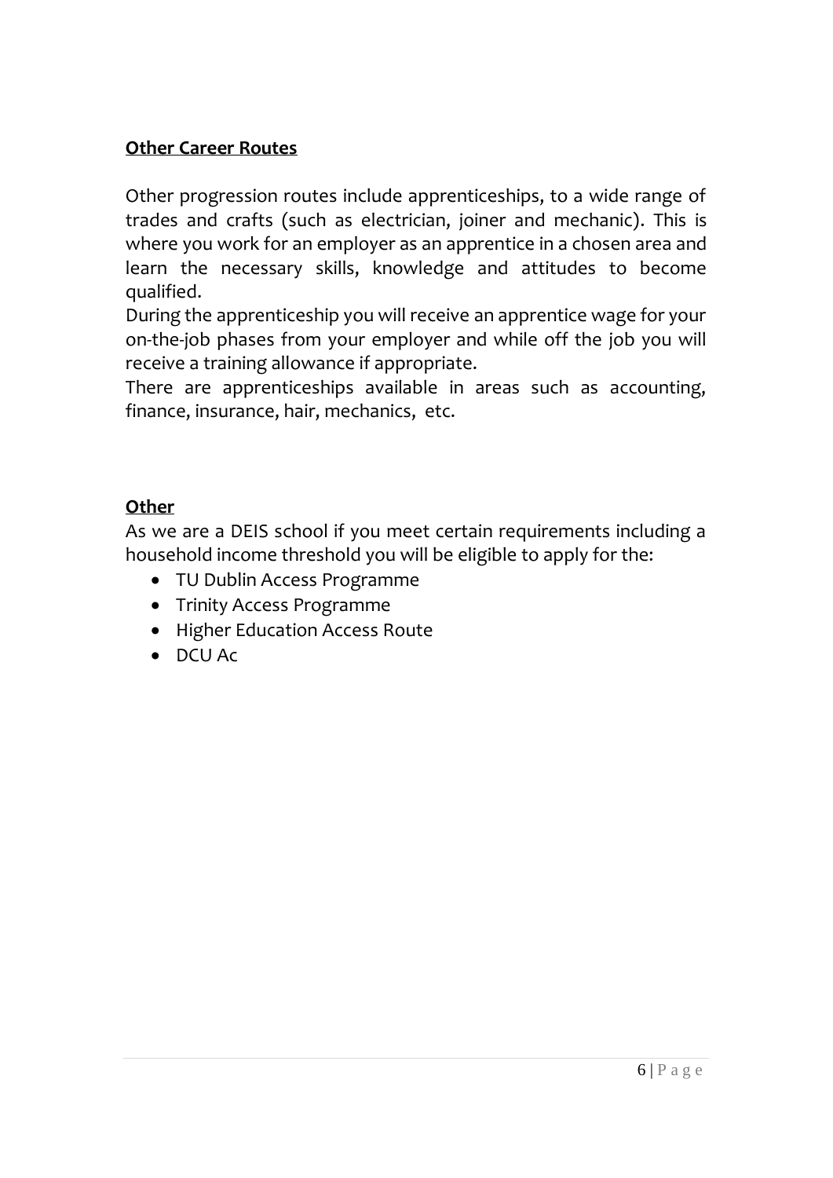**Other Career Routes**

Other progression routes include apprenticeships, to a wide range of trades and crafts (such as electrician, joiner and mechanic). This is where you work for an employer as an apprentice in a chosen area and learn the necessary skills, knowledge and attitudes to become qualified.
During the apprenticeship you will receive an apprentice wage for your on-the-job phases from your employer and while off the job you will receive a training allowance if appropriate.
There are apprenticeships available in areas such as accounting, finance, insurance, hair, mechanics, etc.

**Other**

As we are a DEIS school if you meet certain requirements including a household income threshold you will be eligible to apply for the:

- TU Dublin Access Programme
- Trinity Access Programme
- Higher Education Access Route
- DCU Ac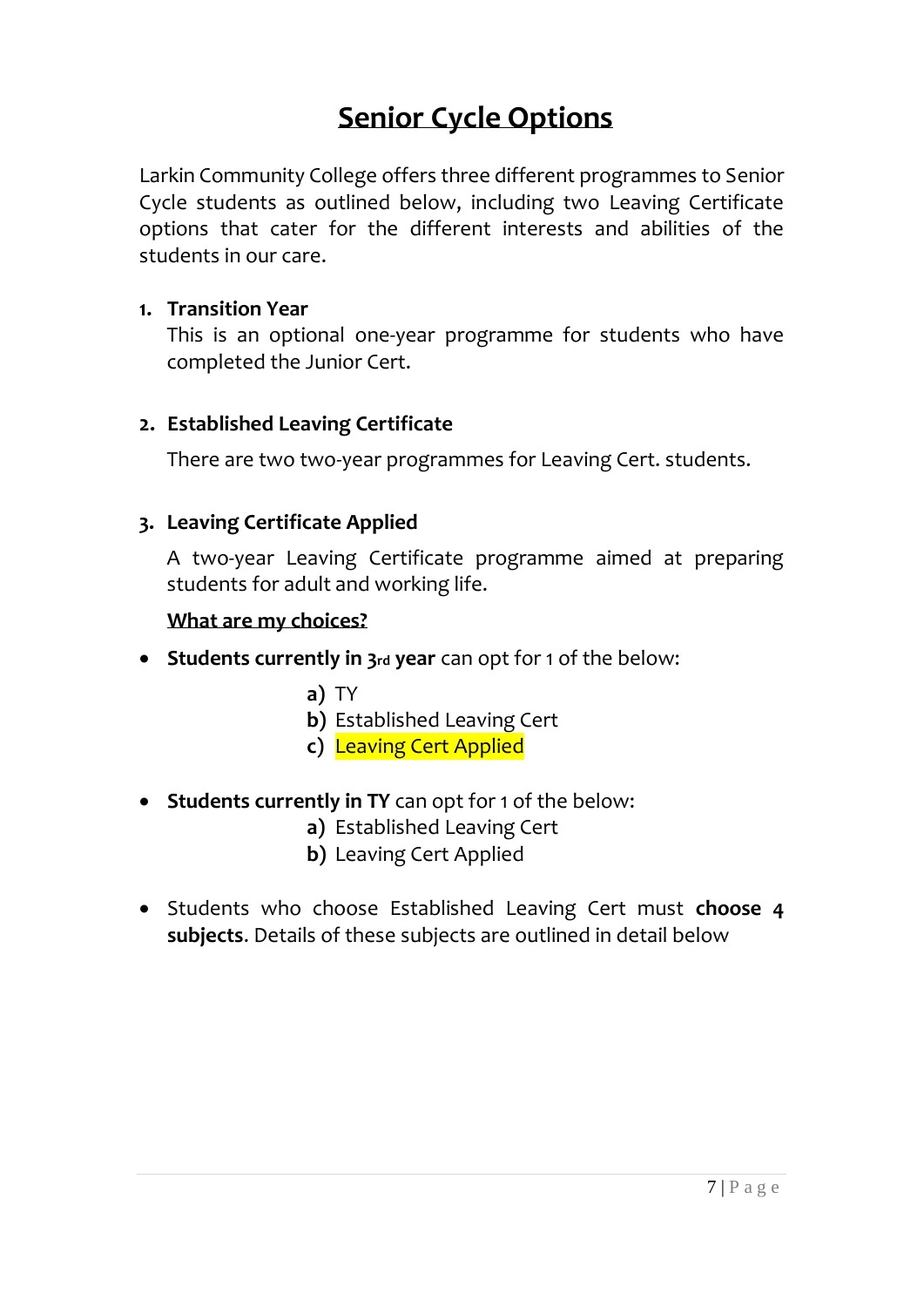# Senior Cycle Options

Larkin Community College offers three different programmes to Senior Cycle students as outlined below, including two Leaving Certificate options that cater for the different interests and abilities of the students in our care.

1. **Transition Year**

   This is an optional one-year programme for students who have completed the Junior Cert.

2. **Established Leaving Certificate**

   There are two two-year programmes for Leaving Cert. students.

3. **Leaving Certificate Applied**

   A two-year Leaving Certificate programme aimed at preparing students for adult and working life.

   **What are my choices?**

- **Students currently in 3rd year** can opt for 1 of the below:
  - **a)** TY
  - **b)** Established Leaving Cert
  - **c)** Leaving Cert Applied
- **Students currently in TY** can opt for 1 of the below:
  - **a)** Established Leaving Cert
  - **b)** Leaving Cert Applied
- Students who choose Established Leaving Cert must **choose 4 subjects**. Details of these subjects are outlined in detail below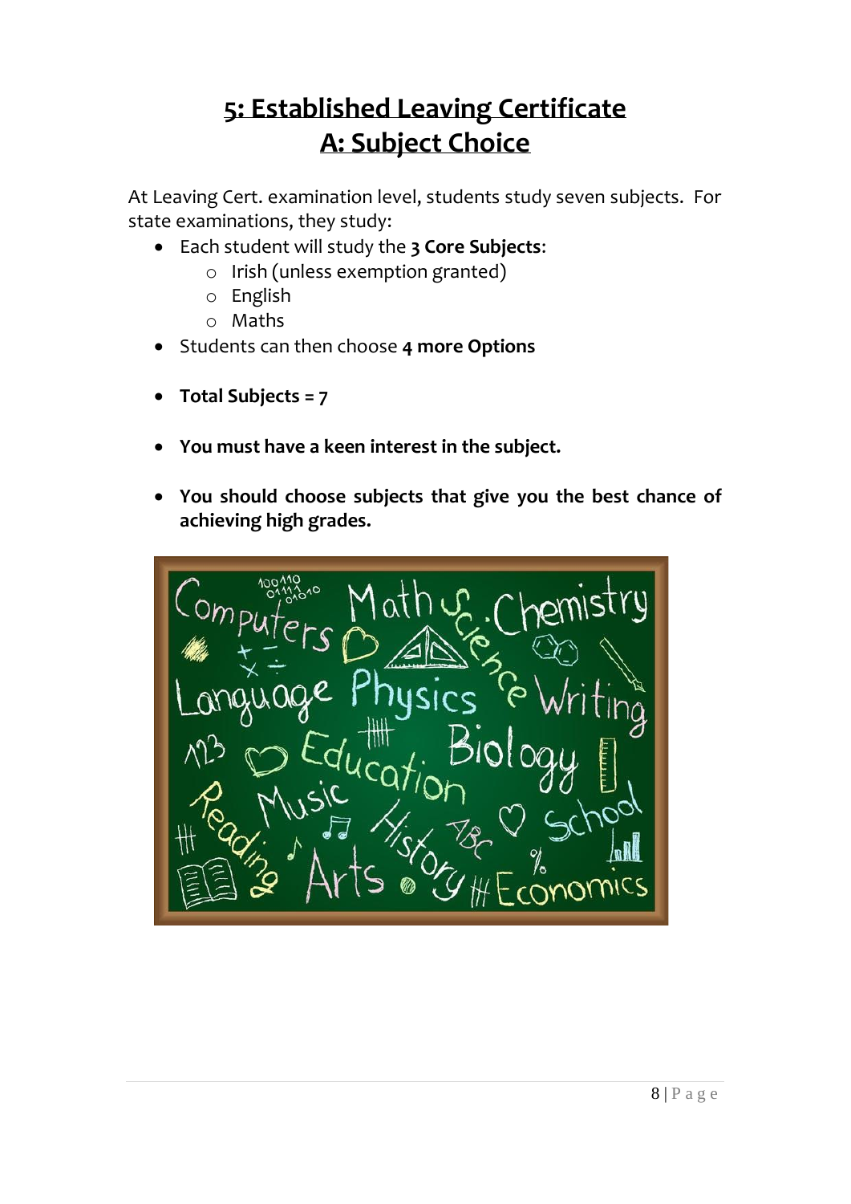# 5: Established Leaving Certificate
## A: Subject Choice

At Leaving Cert. examination level, students study seven subjects. For state examinations, they study:

- Each student will study the **3 Core Subjects**:
  - Irish (unless exemption granted)
  - English
  - Maths
- Students can then choose **4 more Options**
- **Total Subjects = 7**
- **You must have a keen interest in the subject.**
- **You should choose subjects that give you the best chance of achieving high grades.**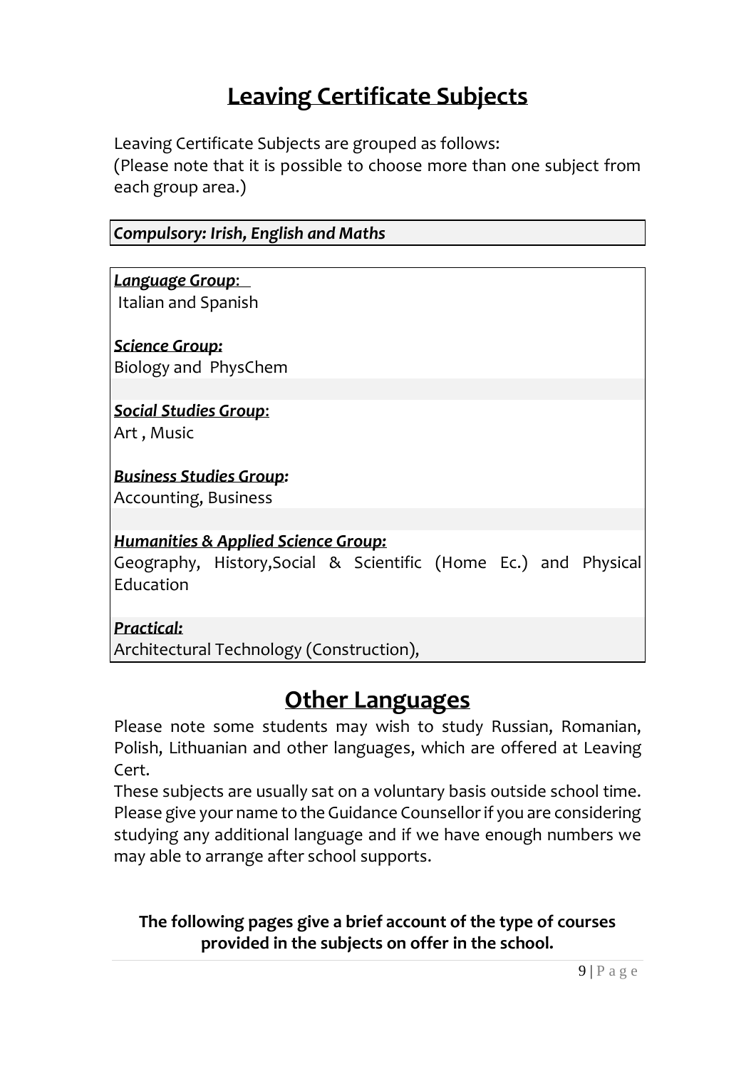# Leaving Certificate Subjects

Leaving Certificate Subjects are grouped as follows:
(Please note that it is possible to choose more than one subject from each group area.)

***Compulsory: Irish, English and Maths***

***Language Group*:**
Italian and Spanish

***Science Group:***
Biology and PhysChem

***Social Studies Group*:**
Art , Music

***Business Studies Group:***
Accounting, Business

***Humanities & Applied Science Group:***
Geography, History,Social & Scientific (Home Ec.) and Physical Education

***Practical:***
Architectural Technology (Construction),

# Other Languages

Please note some students may wish to study Russian, Romanian, Polish, Lithuanian and other languages, which are offered at Leaving Cert.

These subjects are usually sat on a voluntary basis outside school time. Please give your name to the Guidance Counsellor if you are considering studying any additional language and if we have enough numbers we may able to arrange after school supports.

**The following pages give a brief account of the type of courses provided in the subjects on offer in the school.**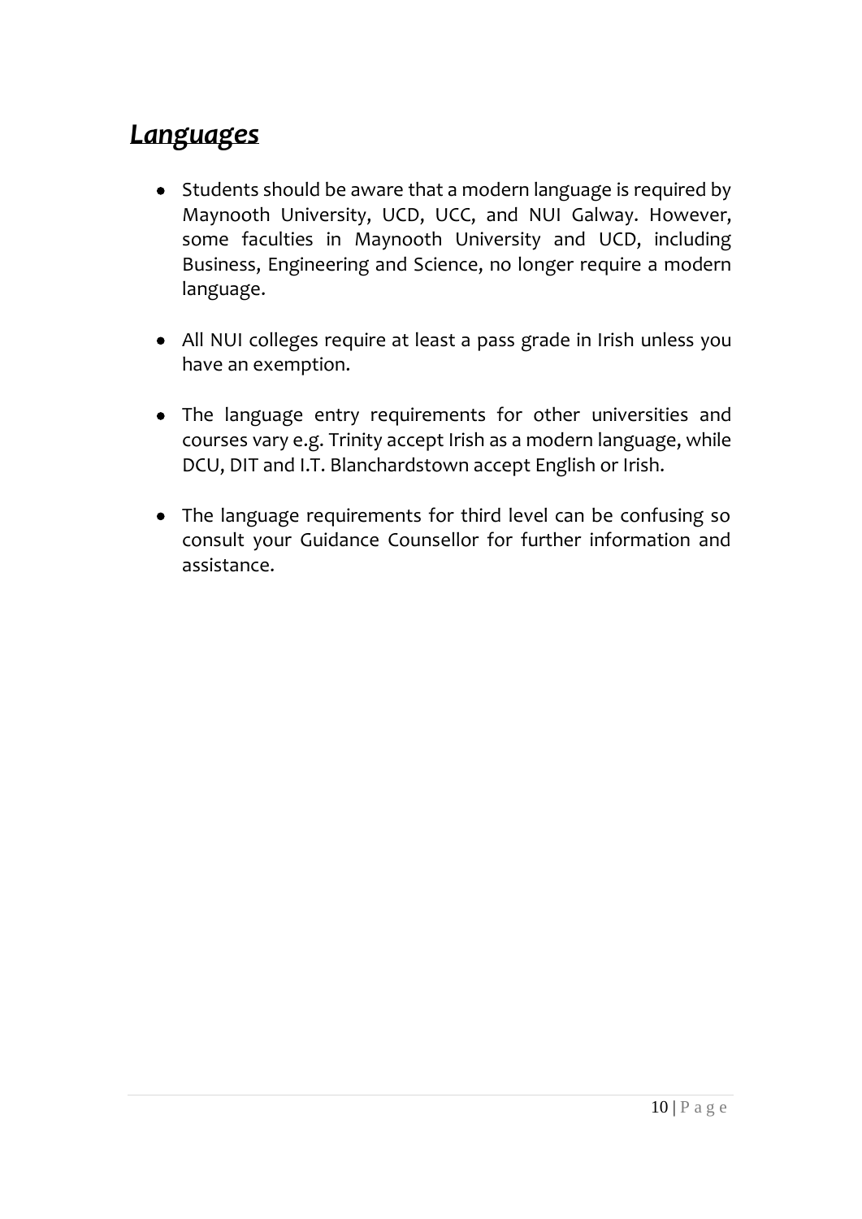## *Languages*

- Students should be aware that a modern language is required by Maynooth University, UCD, UCC, and NUI Galway. However, some faculties in Maynooth University and UCD, including Business, Engineering and Science, no longer require a modern language.

- All NUI colleges require at least a pass grade in Irish unless you have an exemption.

- The language entry requirements for other universities and courses vary e.g. Trinity accept Irish as a modern language, while DCU, DIT and I.T. Blanchardstown accept English or Irish.

- The language requirements for third level can be confusing so consult your Guidance Counsellor for further information and assistance.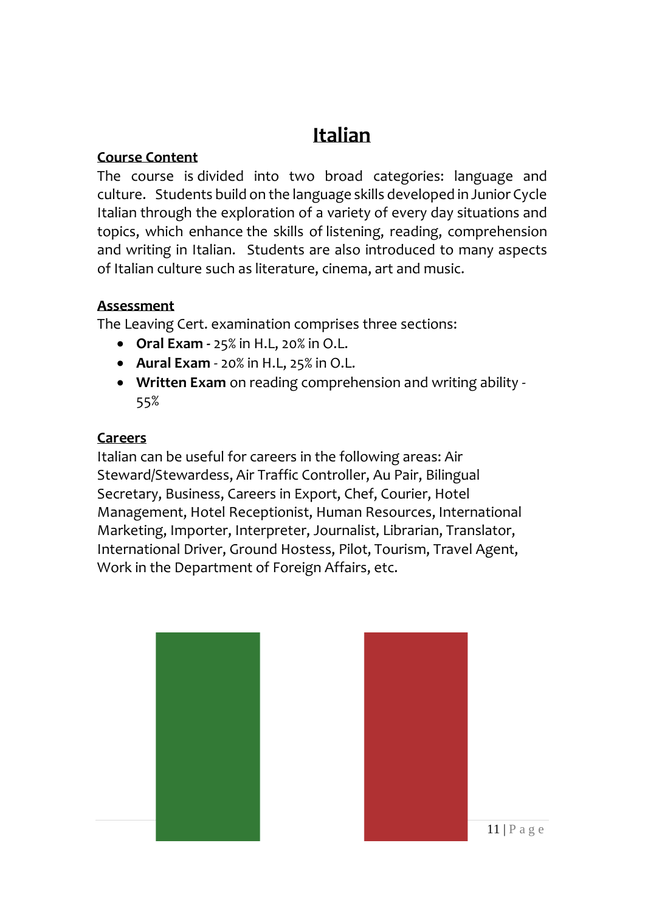# Italian

**Course Content**

The course is divided into two broad categories: language and culture. Students build on the language skills developed in Junior Cycle Italian through the exploration of a variety of every day situations and topics, which enhance the skills of listening, reading, comprehension and writing in Italian. Students are also introduced to many aspects of Italian culture such as literature, cinema, art and music.

**Assessment**

The Leaving Cert. examination comprises three sections:

- **Oral Exam -** 25% in H.L, 20% in O.L.
- **Aural Exam** - 20% in H.L, 25% in O.L.
- **Written Exam** on reading comprehension and writing ability - 55%

**Careers**

Italian can be useful for careers in the following areas: Air Steward/Stewardess, Air Traffic Controller, Au Pair, Bilingual Secretary, Business, Careers in Export, Chef, Courier, Hotel Management, Hotel Receptionist, Human Resources, International Marketing, Importer, Interpreter, Journalist, Librarian, Translator, International Driver, Ground Hostess, Pilot, Tourism, Travel Agent, Work in the Department of Foreign Affairs, etc.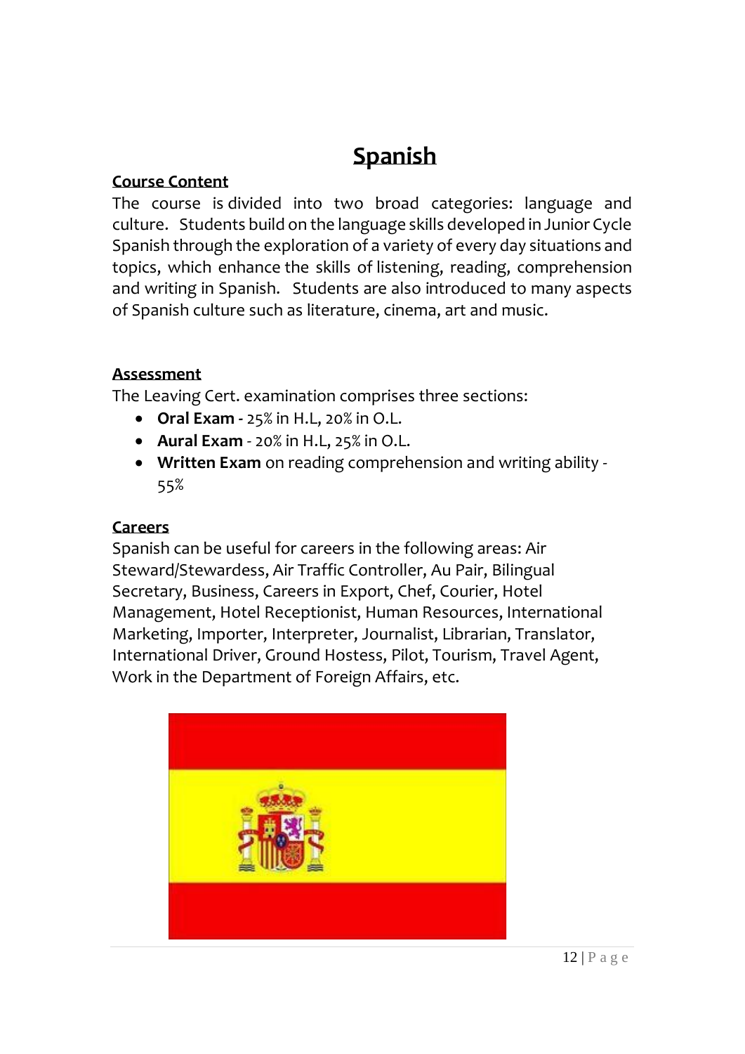# Spanish

## Course Content

The course is divided into two broad categories: language and culture. Students build on the language skills developed in Junior Cycle Spanish through the exploration of a variety of every day situations and topics, which enhance the skills of listening, reading, comprehension and writing in Spanish. Students are also introduced to many aspects of Spanish culture such as literature, cinema, art and music.

## Assessment

The Leaving Cert. examination comprises three sections:

- **Oral Exam -** 25% in H.L, 20% in O.L.
- **Aural Exam** - 20% in H.L, 25% in O.L.
- **Written Exam** on reading comprehension and writing ability - 55%

## Careers

Spanish can be useful for careers in the following areas: Air Steward/Stewardess, Air Traffic Controller, Au Pair, Bilingual Secretary, Business, Careers in Export, Chef, Courier, Hotel Management, Hotel Receptionist, Human Resources, International Marketing, Importer, Interpreter, Journalist, Librarian, Translator, International Driver, Ground Hostess, Pilot, Tourism, Travel Agent, Work in the Department of Foreign Affairs, etc.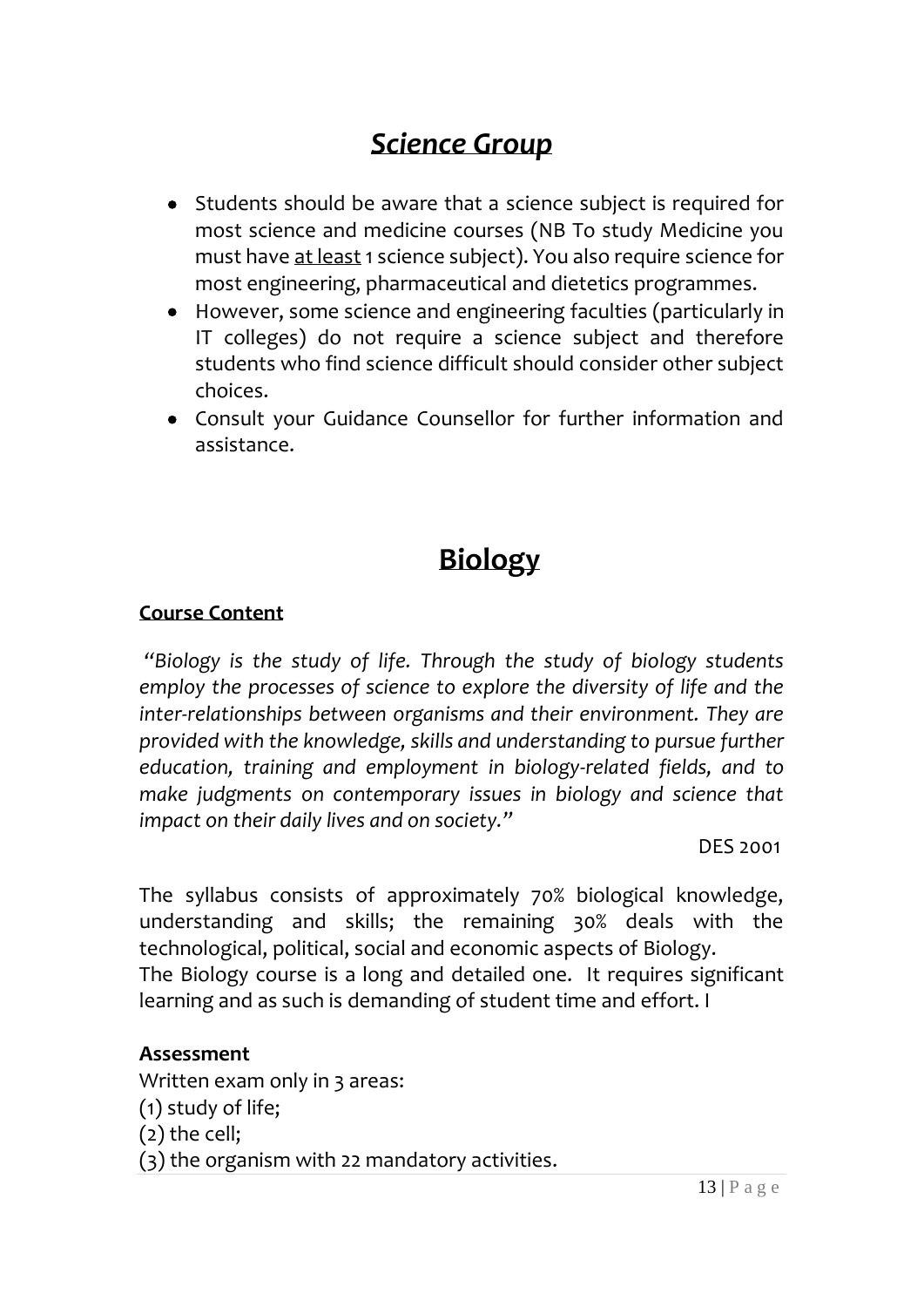# ***Science Group***

- Students should be aware that a science subject is required for most science and medicine courses (NB To study Medicine you must have at least 1 science subject). You also require science for most engineering, pharmaceutical and dietetics programmes.
- However, some science and engineering faculties (particularly in IT colleges) do not require a science subject and therefore students who find science difficult should consider other subject choices.
- Consult your Guidance Counsellor for further information and assistance.

# **Biology**

**Course Content**

*"Biology is the study of life. Through the study of biology students employ the processes of science to explore the diversity of life and the inter-relationships between organisms and their environment. They are provided with the knowledge, skills and understanding to pursue further education, training and employment in biology-related fields, and to make judgments on contemporary issues in biology and science that impact on their daily lives and on society."*

DES 2001

The syllabus consists of approximately 70% biological knowledge, understanding and skills; the remaining 30% deals with the technological, political, social and economic aspects of Biology.
The Biology course is a long and detailed one. It requires significant learning and as such is demanding of student time and effort. I

**Assessment**

Written exam only in 3 areas:
(1) study of life;
(2) the cell;
(3) the organism with 22 mandatory activities.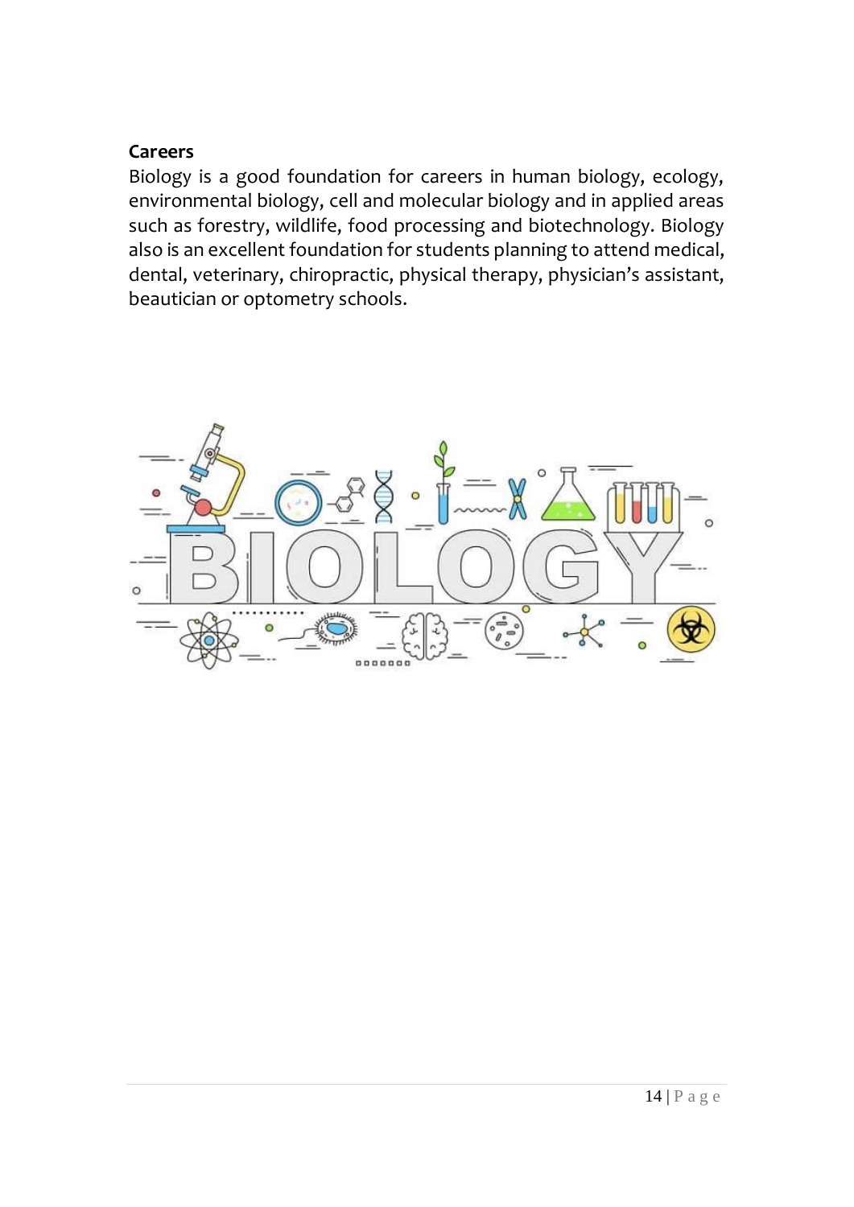**Careers**

Biology is a good foundation for careers in human biology, ecology, environmental biology, cell and molecular biology and in applied areas such as forestry, wildlife, food processing and biotechnology. Biology also is an excellent foundation for students planning to attend medical, dental, veterinary, chiropractic, physical therapy, physician's assistant, beautician or optometry schools.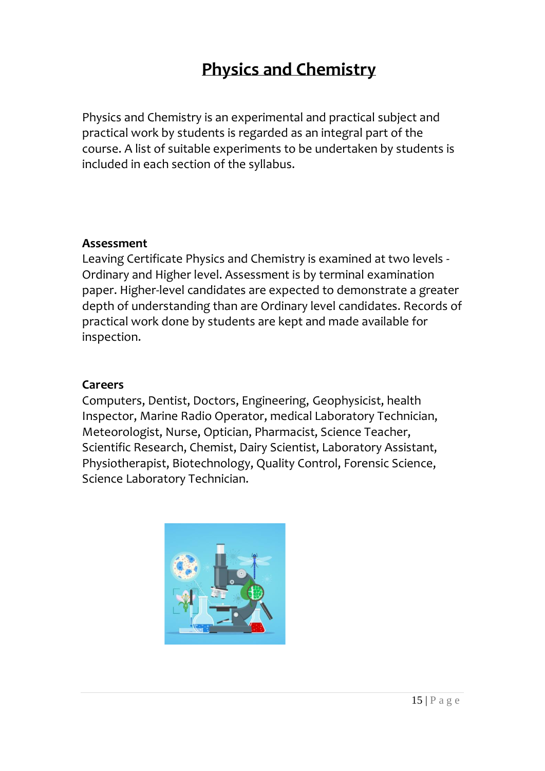# Physics and Chemistry

Physics and Chemistry is an experimental and practical subject and practical work by students is regarded as an integral part of the course. A list of suitable experiments to be undertaken by students is included in each section of the syllabus.

**Assessment**

Leaving Certificate Physics and Chemistry is examined at two levels - Ordinary and Higher level. Assessment is by terminal examination paper. Higher-level candidates are expected to demonstrate a greater depth of understanding than are Ordinary level candidates. Records of practical work done by students are kept and made available for inspection.

**Careers**

Computers, Dentist, Doctors, Engineering, Geophysicist, health Inspector, Marine Radio Operator, medical Laboratory Technician, Meteorologist, Nurse, Optician, Pharmacist, Science Teacher, Scientific Research, Chemist, Dairy Scientist, Laboratory Assistant, Physiotherapist, Biotechnology, Quality Control, Forensic Science, Science Laboratory Technician.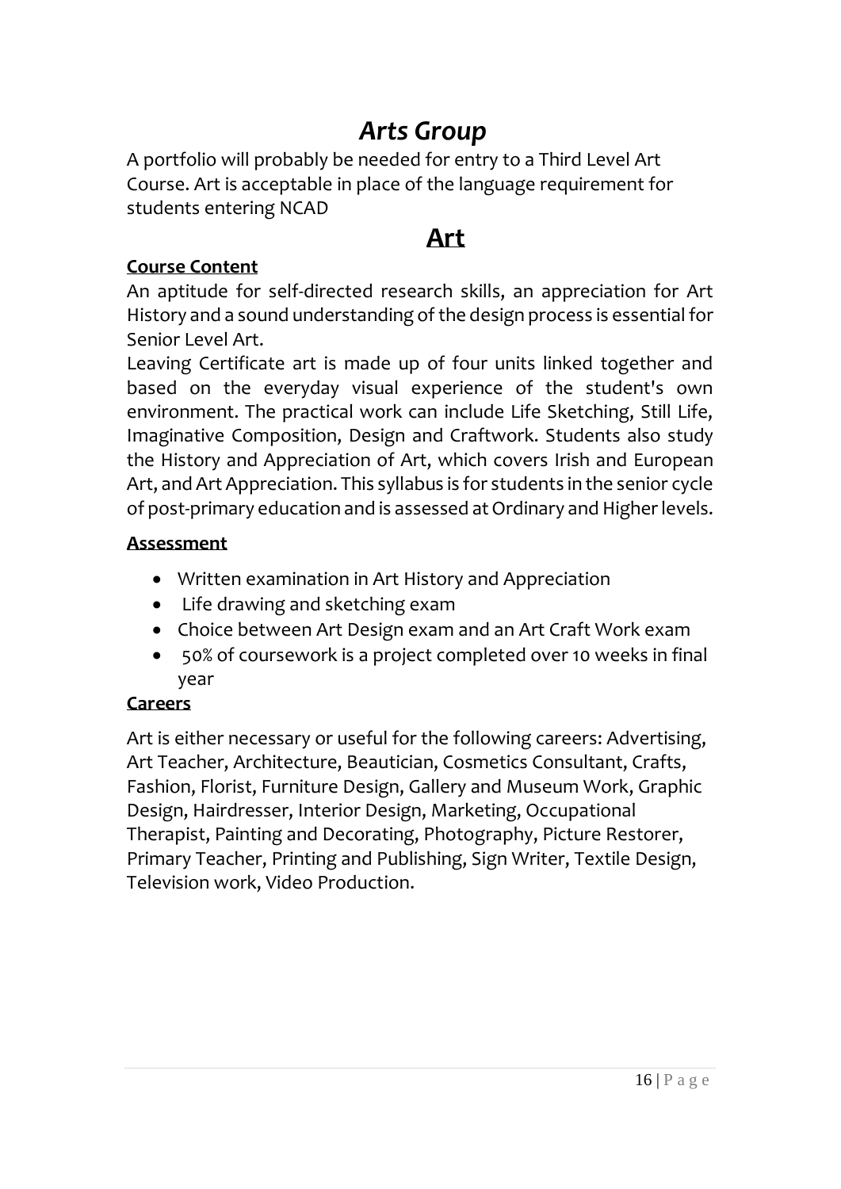# *Arts Group*

A portfolio will probably be needed for entry to a Third Level Art Course. Art is acceptable in place of the language requirement for students entering NCAD

## Art

### Course Content

An aptitude for self-directed research skills, an appreciation for Art History and a sound understanding of the design process is essential for Senior Level Art.

Leaving Certificate art is made up of four units linked together and based on the everyday visual experience of the student's own environment. The practical work can include Life Sketching, Still Life, Imaginative Composition, Design and Craftwork. Students also study the History and Appreciation of Art, which covers Irish and European Art, and Art Appreciation. This syllabus is for students in the senior cycle of post-primary education and is assessed at Ordinary and Higher levels.

### Assessment

- Written examination in Art History and Appreciation
- Life drawing and sketching exam
- Choice between Art Design exam and an Art Craft Work exam
- 50% of coursework is a project completed over 10 weeks in final year

### Careers

Art is either necessary or useful for the following careers: Advertising, Art Teacher, Architecture, Beautician, Cosmetics Consultant, Crafts, Fashion, Florist, Furniture Design, Gallery and Museum Work, Graphic Design, Hairdresser, Interior Design, Marketing, Occupational Therapist, Painting and Decorating, Photography, Picture Restorer, Primary Teacher, Printing and Publishing, Sign Writer, Textile Design, Television work, Video Production.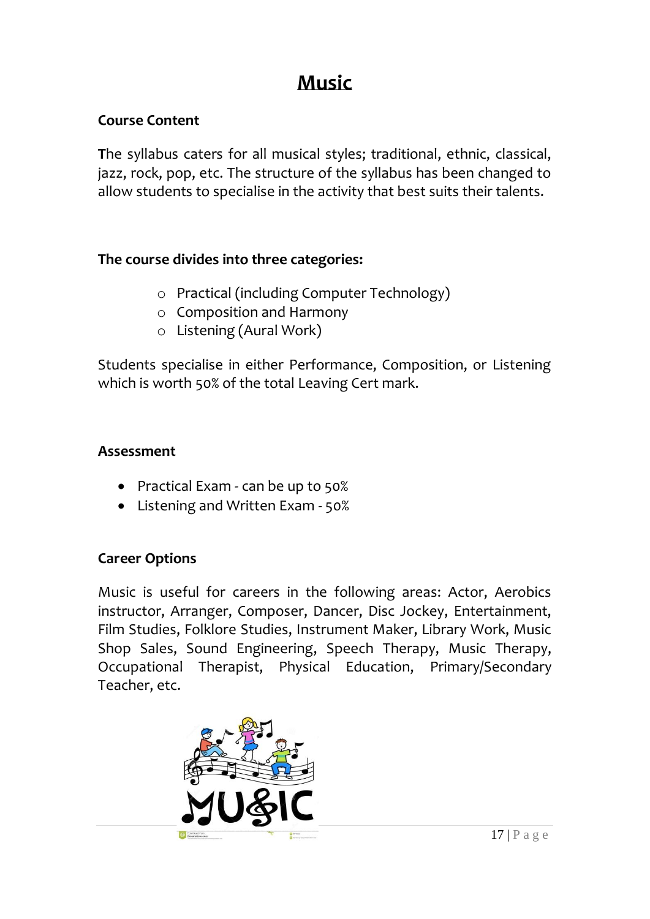# Music

**Course Content**

**T**he syllabus caters for all musical styles; traditional, ethnic, classical, jazz, rock, pop, etc. The structure of the syllabus has been changed to allow students to specialise in the activity that best suits their talents.

**The course divides into three categories:**

- Practical (including Computer Technology)
- Composition and Harmony
- Listening (Aural Work)

Students specialise in either Performance, Composition, or Listening which is worth 50% of the total Leaving Cert mark.

**Assessment**

- Practical Exam - can be up to 50%
- Listening and Written Exam - 50%

**Career Options**

Music is useful for careers in the following areas: Actor, Aerobics instructor, Arranger, Composer, Dancer, Disc Jockey, Entertainment, Film Studies, Folklore Studies, Instrument Maker, Library Work, Music Shop Sales, Sound Engineering, Speech Therapy, Music Therapy, Occupational Therapist, Physical Education, Primary/Secondary Teacher, etc.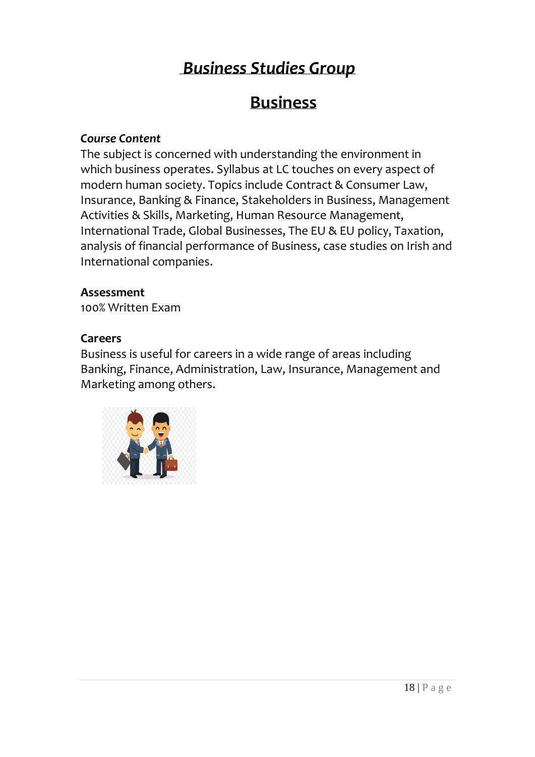# *Business Studies Group*

## Business

***Course Content***

The subject is concerned with understanding the environment in which business operates. Syllabus at LC touches on every aspect of modern human society. Topics include Contract & Consumer Law, Insurance, Banking & Finance, Stakeholders in Business, Management Activities & Skills, Marketing, Human Resource Management, International Trade, Global Businesses, The EU & EU policy, Taxation, analysis of financial performance of Business, case studies on Irish and International companies.

**Assessment**

100% Written Exam

**Careers**

Business is useful for careers in a wide range of areas including Banking, Finance, Administration, Law, Insurance, Management and Marketing among others.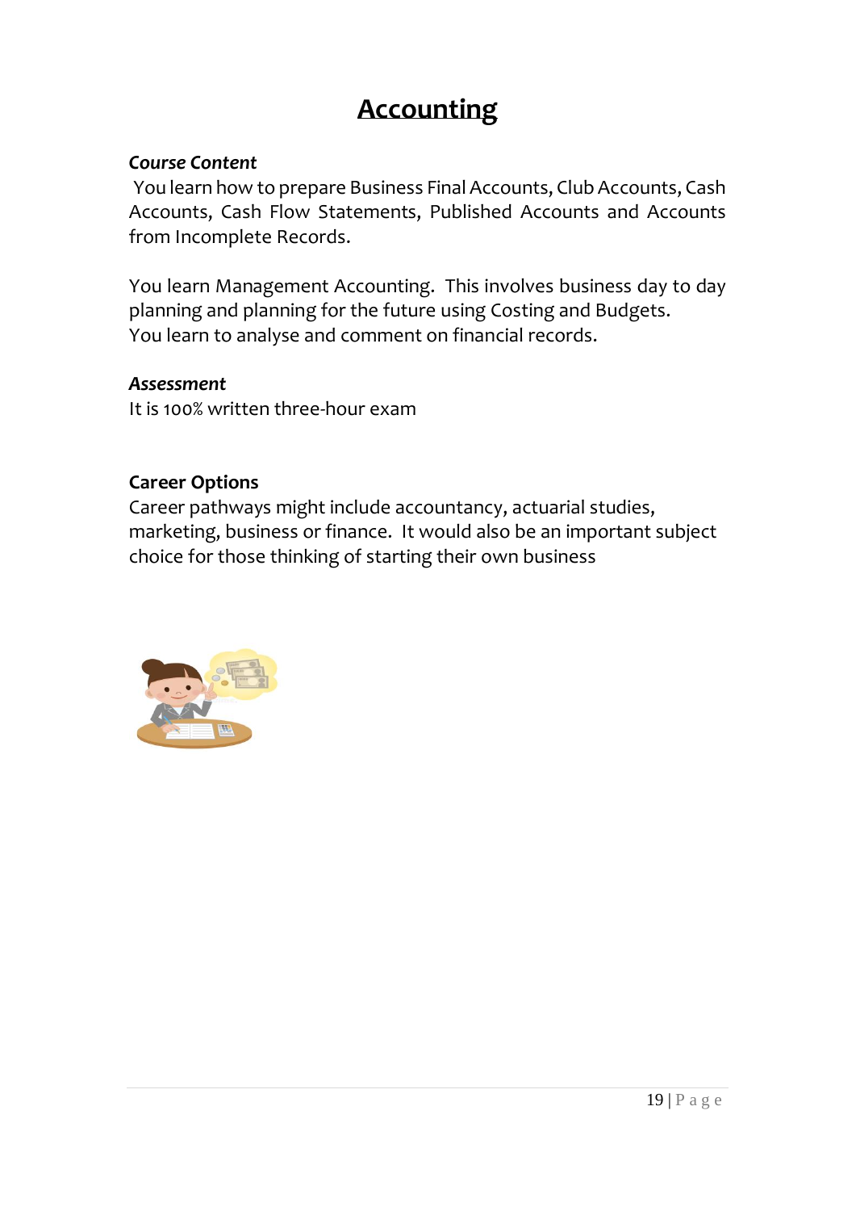# Accounting

***Course Content***

You learn how to prepare Business Final Accounts, Club Accounts, Cash Accounts, Cash Flow Statements, Published Accounts and Accounts from Incomplete Records.

You learn Management Accounting. This involves business day to day planning and planning for the future using Costing and Budgets. You learn to analyse and comment on financial records.

***Assessment***

It is 100% written three-hour exam

**Career Options**

Career pathways might include accountancy, actuarial studies, marketing, business or finance. It would also be an important subject choice for those thinking of starting their own business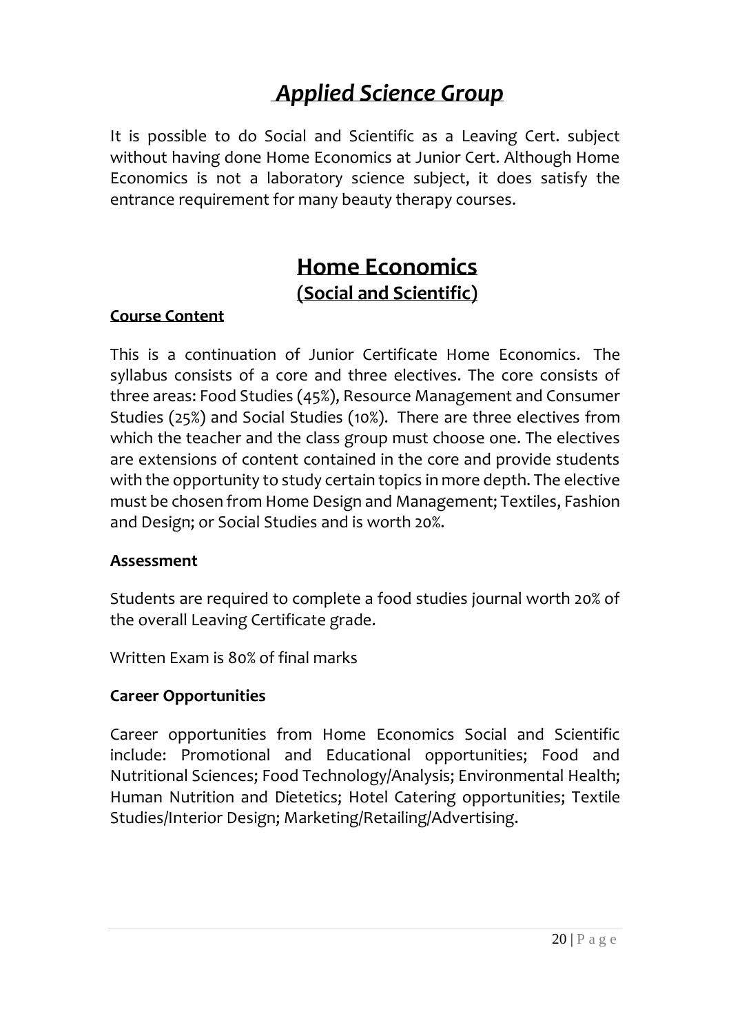# *Applied Science Group*

It is possible to do Social and Scientific as a Leaving Cert. subject without having done Home Economics at Junior Cert. Although Home Economics is not a laboratory science subject, it does satisfy the entrance requirement for many beauty therapy courses.

## Home Economics
### (Social and Scientific)

**Course Content**

This is a continuation of Junior Certificate Home Economics. The syllabus consists of a core and three electives. The core consists of three areas: Food Studies (45%), Resource Management and Consumer Studies (25%) and Social Studies (10%). There are three electives from which the teacher and the class group must choose one. The electives are extensions of content contained in the core and provide students with the opportunity to study certain topics in more depth. The elective must be chosen from Home Design and Management; Textiles, Fashion and Design; or Social Studies and is worth 20%.

**Assessment**

Students are required to complete a food studies journal worth 20% of the overall Leaving Certificate grade.

Written Exam is 80% of final marks

**Career Opportunities**

Career opportunities from Home Economics Social and Scientific include: Promotional and Educational opportunities; Food and Nutritional Sciences; Food Technology/Analysis; Environmental Health; Human Nutrition and Dietetics; Hotel Catering opportunities; Textile Studies/Interior Design; Marketing/Retailing/Advertising.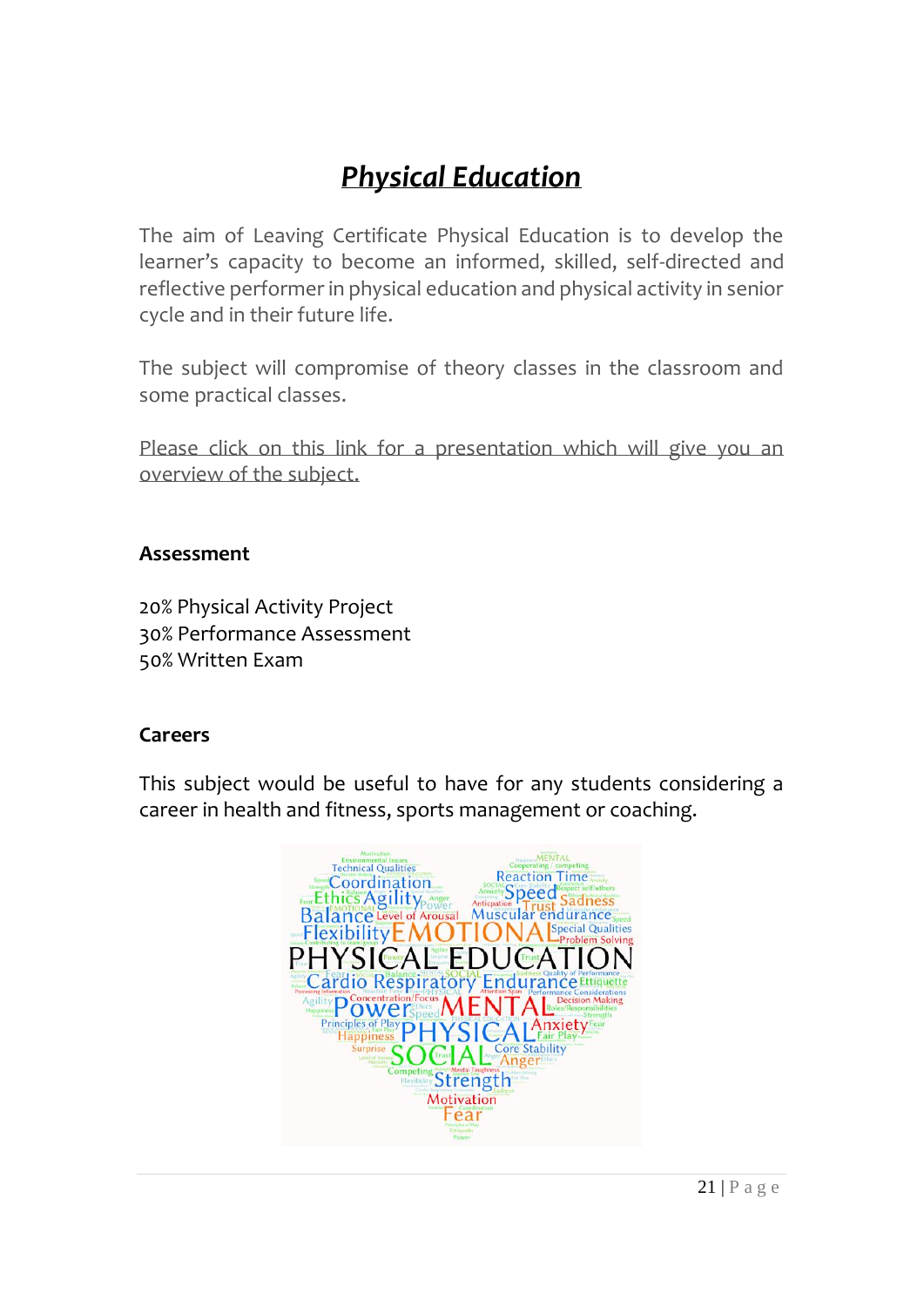# *Physical Education*

The aim of Leaving Certificate Physical Education is to develop the learner's capacity to become an informed, skilled, self-directed and reflective performer in physical education and physical activity in senior cycle and in their future life.

The subject will compromise of theory classes in the classroom and some practical classes.

Please click on this link for a presentation which will give you an overview of the subject.

**Assessment**

20% Physical Activity Project
30% Performance Assessment
50% Written Exam

**Careers**

This subject would be useful to have for any students considering a career in health and fitness, sports management or coaching.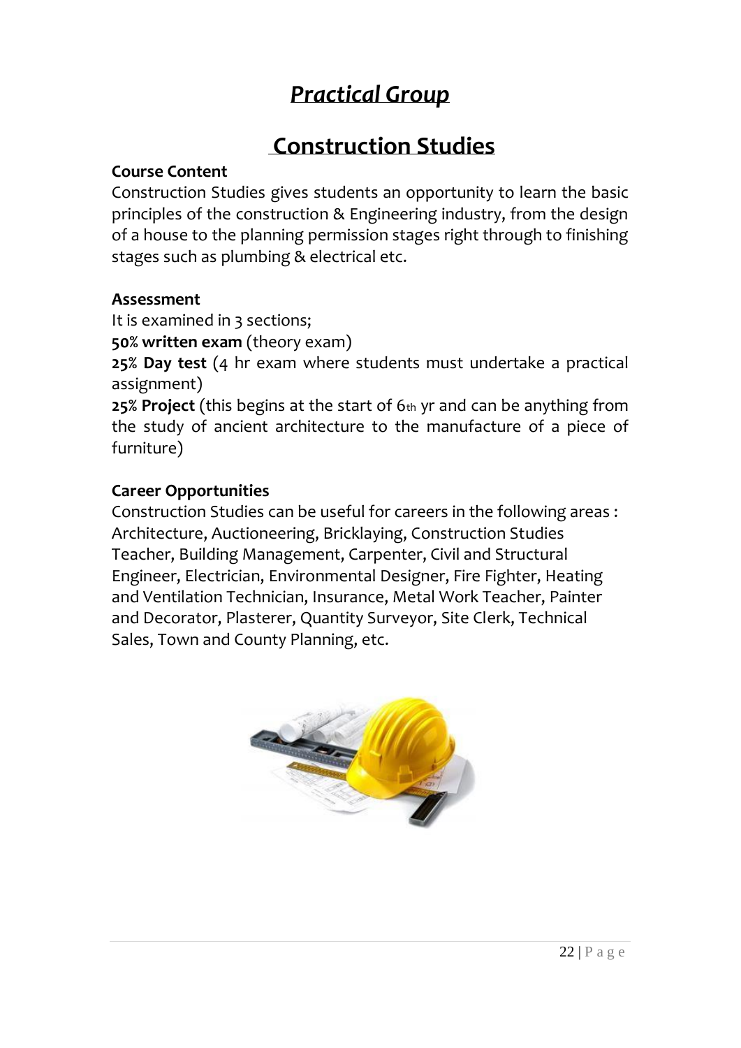# *Practical Group*

## Construction Studies

**Course Content**

Construction Studies gives students an opportunity to learn the basic principles of the construction & Engineering industry, from the design of a house to the planning permission stages right through to finishing stages such as plumbing & electrical etc.

**Assessment**

It is examined in 3 sections;

**50% written exam** (theory exam)

**25% Day test** (4 hr exam where students must undertake a practical assignment)

**25% Project** (this begins at the start of 6th yr and can be anything from the study of ancient architecture to the manufacture of a piece of furniture)

**Career Opportunities**

Construction Studies can be useful for careers in the following areas : Architecture, Auctioneering, Bricklaying, Construction Studies Teacher, Building Management, Carpenter, Civil and Structural Engineer, Electrician, Environmental Designer, Fire Fighter, Heating and Ventilation Technician, Insurance, Metal Work Teacher, Painter and Decorator, Plasterer, Quantity Surveyor, Site Clerk, Technical Sales, Town and County Planning, etc.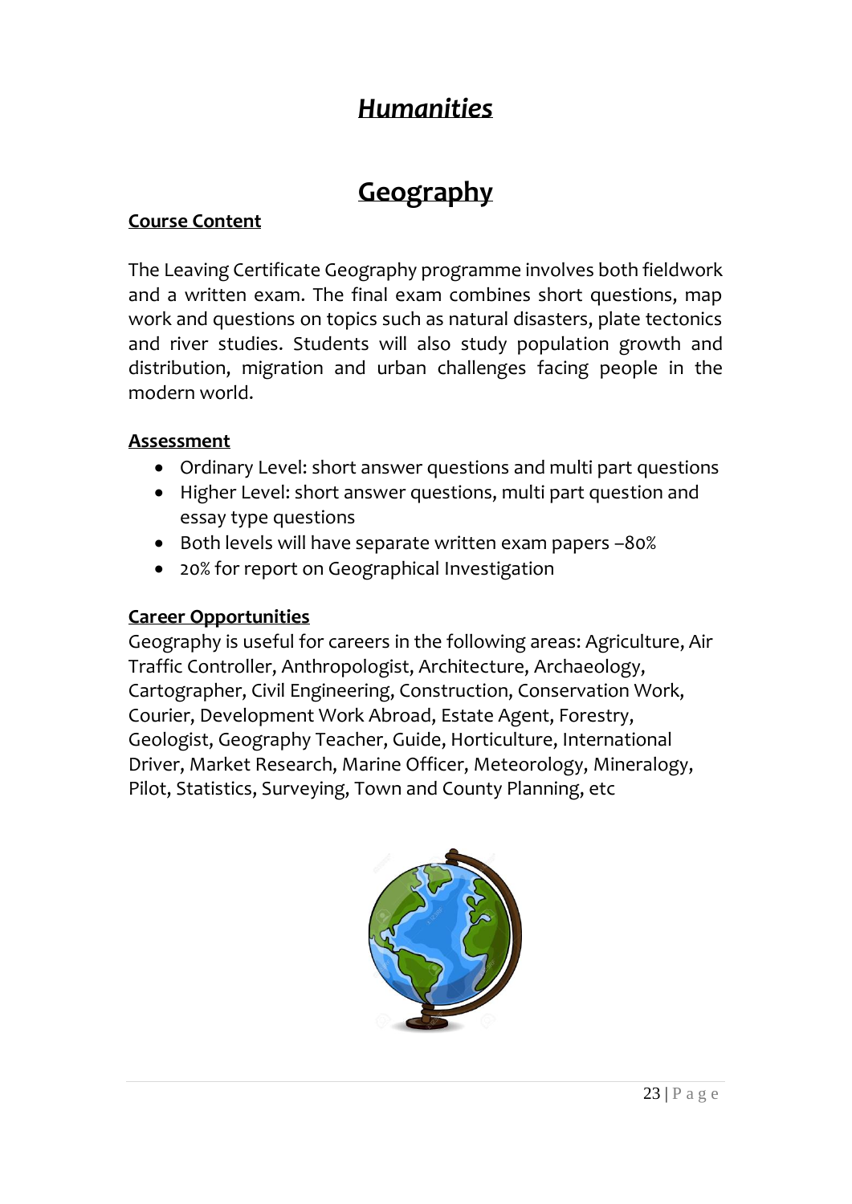# *Humanities*

## Geography

**Course Content**

The Leaving Certificate Geography programme involves both fieldwork and a written exam. The final exam combines short questions, map work and questions on topics such as natural disasters, plate tectonics and river studies. Students will also study population growth and distribution, migration and urban challenges facing people in the modern world.

**Assessment**

- Ordinary Level: short answer questions and multi part questions
- Higher Level: short answer questions, multi part question and essay type questions
- Both levels will have separate written exam papers –80%
- 20% for report on Geographical Investigation

**Career Opportunities**

Geography is useful for careers in the following areas: Agriculture, Air Traffic Controller, Anthropologist, Architecture, Archaeology, Cartographer, Civil Engineering, Construction, Conservation Work, Courier, Development Work Abroad, Estate Agent, Forestry, Geologist, Geography Teacher, Guide, Horticulture, International Driver, Market Research, Marine Officer, Meteorology, Mineralogy, Pilot, Statistics, Surveying, Town and County Planning, etc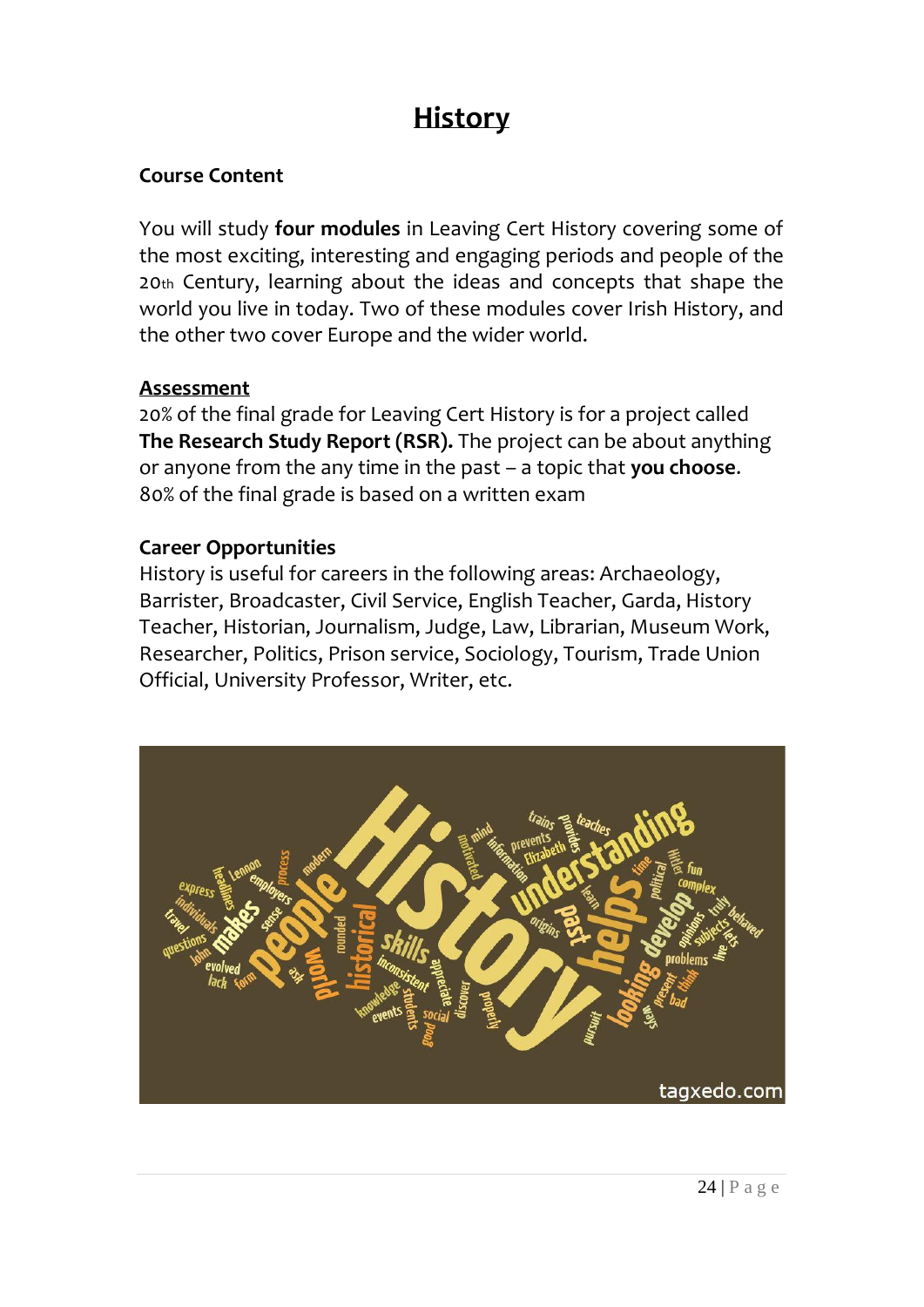# History

**Course Content**

You will study **four modules** in Leaving Cert History covering some of the most exciting, interesting and engaging periods and people of the 20th Century, learning about the ideas and concepts that shape the world you live in today. Two of these modules cover Irish History, and the other two cover Europe and the wider world.

**Assessment**

20% of the final grade for Leaving Cert History is for a project called **The Research Study Report (RSR).** The project can be about anything or anyone from the any time in the past – a topic that **you choose**. 80% of the final grade is based on a written exam

**Career Opportunities**

History is useful for careers in the following areas: Archaeology, Barrister, Broadcaster, Civil Service, English Teacher, Garda, History Teacher, Historian, Journalism, Judge, Law, Librarian, Museum Work, Researcher, Politics, Prison service, Sociology, Tourism, Trade Union Official, University Professor, Writer, etc.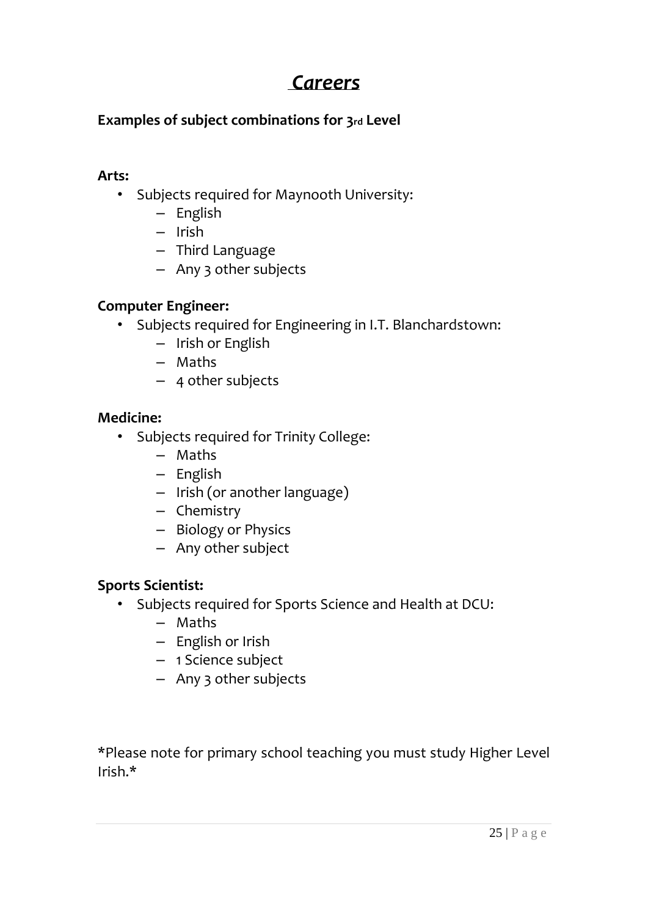# *Careers*

**Examples of subject combinations for 3rd Level**

**Arts:**

- Subjects required for Maynooth University:
  - English
  - Irish
  - Third Language
  - Any 3 other subjects

**Computer Engineer:**

- Subjects required for Engineering in I.T. Blanchardstown:
  - Irish or English
  - Maths
  - 4 other subjects

**Medicine:**

- Subjects required for Trinity College:
  - Maths
  - English
  - Irish (or another language)
  - Chemistry
  - Biology or Physics
  - Any other subject

**Sports Scientist:**

- Subjects required for Sports Science and Health at DCU:
  - Maths
  - English or Irish
  - 1 Science subject
  - Any 3 other subjects

*Please note for primary school teaching you must study Higher Level Irish.*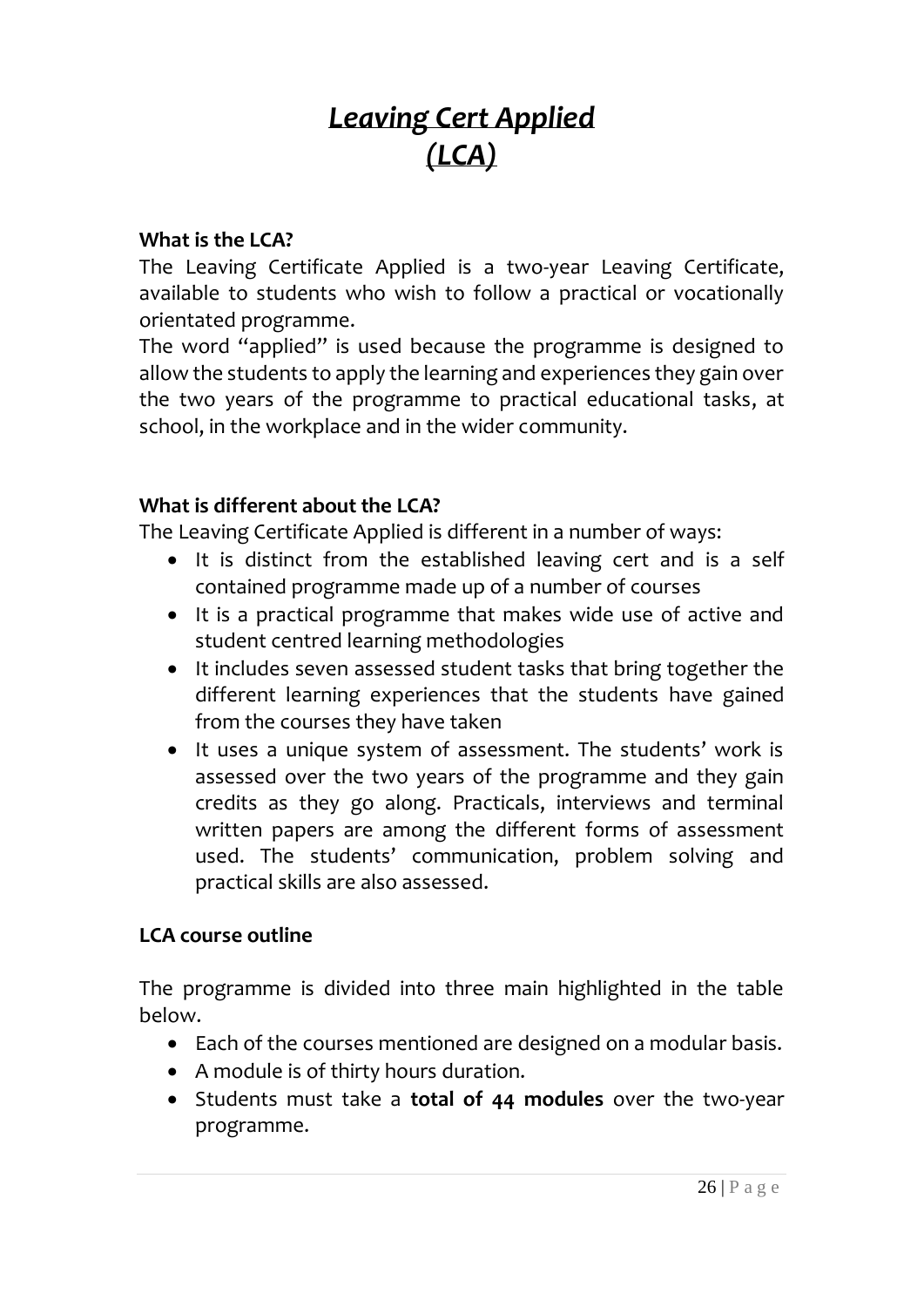# *Leaving Cert Applied (LCA)*

**What is the LCA?**

The Leaving Certificate Applied is a two-year Leaving Certificate, available to students who wish to follow a practical or vocationally orientated programme.

The word "applied" is used because the programme is designed to allow the students to apply the learning and experiences they gain over the two years of the programme to practical educational tasks, at school, in the workplace and in the wider community.

**What is different about the LCA?**

The Leaving Certificate Applied is different in a number of ways:

- It is distinct from the established leaving cert and is a self contained programme made up of a number of courses
- It is a practical programme that makes wide use of active and student centred learning methodologies
- It includes seven assessed student tasks that bring together the different learning experiences that the students have gained from the courses they have taken
- It uses a unique system of assessment. The students' work is assessed over the two years of the programme and they gain credits as they go along. Practicals, interviews and terminal written papers are among the different forms of assessment used. The students' communication, problem solving and practical skills are also assessed.

**LCA course outline**

The programme is divided into three main highlighted in the table below.

- Each of the courses mentioned are designed on a modular basis.
- A module is of thirty hours duration.
- Students must take a **total of 44 modules** over the two-year programme.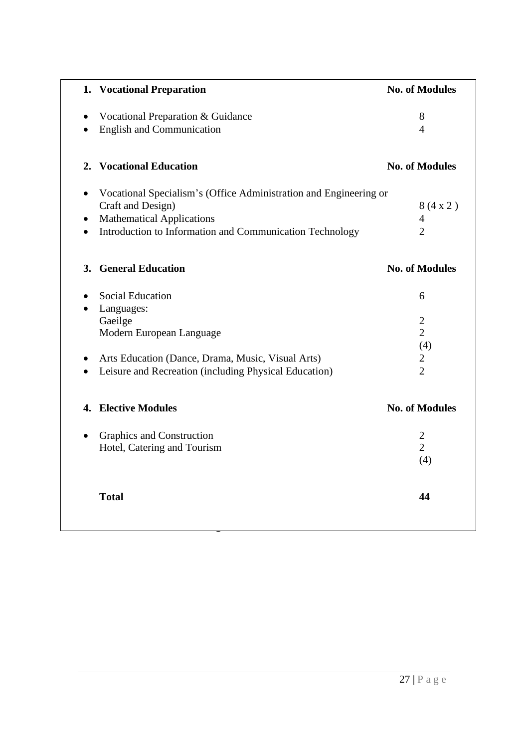| | No. of Modules |
|---|---|
| **1. Vocational Preparation** | **No. of Modules** |
| • Vocational Preparation & Guidance | 8 |
| • English and Communication | 4 |
| **2. Vocational Education** | **No. of Modules** |
| • Vocational Specialism's (Office Administration and Engineering or Craft and Design) | 8 (4 x 2 ) |
| • Mathematical Applications | 4 |
| • Introduction to Information and Communication Technology | 2 |
| **3. General Education** | **No. of Modules** |
| • Social Education | 6 |
| • Languages: | |
| Gaeilge | 2 |
| Modern European Language | 2 |
| | (4) |
| • Arts Education (Dance, Drama, Music, Visual Arts) | 2 |
| • Leisure and Recreation (including Physical Education) | 2 |
| **4. Elective Modules** | **No. of Modules** |
| • Graphics and Construction | 2 |
| Hotel, Catering and Tourism | 2 |
| | (4) |
| **Total** | **44** |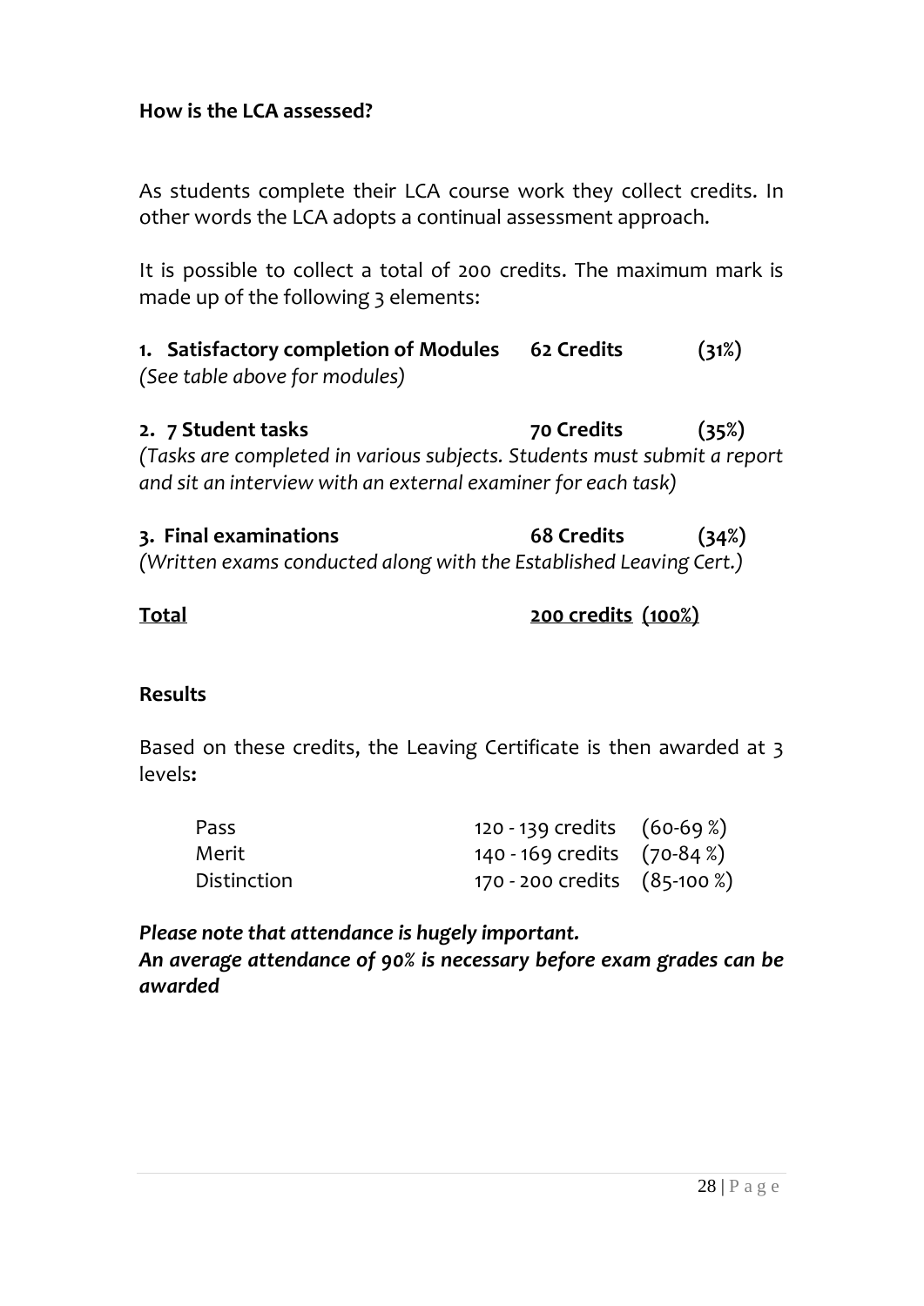**How is the LCA assessed?**

As students complete their LCA course work they collect credits. In other words the LCA adopts a continual assessment approach.

It is possible to collect a total of 200 credits. The maximum mark is made up of the following 3 elements:

| | | |
|---|---|---|
| **1. Satisfactory completion of Modules** *(See table above for modules)* | **62 Credits** | **(31%)** |
| **2. 7 Student tasks** *(Tasks are completed in various subjects. Students must submit a report and sit an interview with an external examiner for each task)* | **70 Credits** | **(35%)** |
| **3. Final examinations** *(Written exams conducted along with the Established Leaving Cert.)* | **68 Credits** | **(34%)** |
| **Total** | **200 credits** | **(100%)** |

**Results**

Based on these credits, the Leaving Certificate is then awarded at 3 levels**:**

| | | |
|---|---|---|
| Pass | 120 - 139 credits | (60-69 %) |
| Merit | 140 - 169 credits | (70-84 %) |
| Distinction | 170 - 200 credits | (85-100 %) |

***Please note that attendance is hugely important.***
***An average attendance of 90% is necessary before exam grades can be awarded***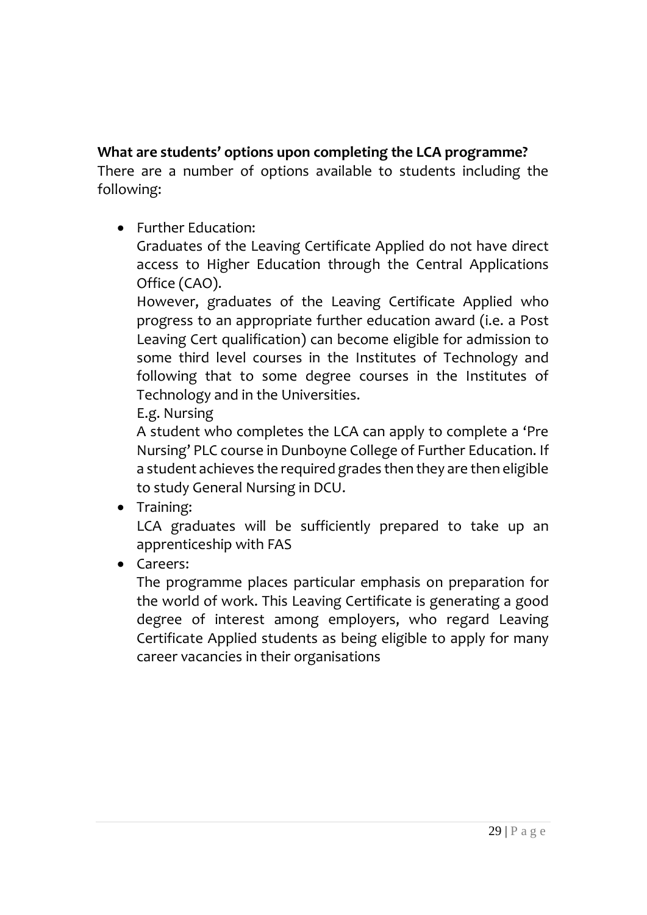**What are students' options upon completing the LCA programme?**

There are a number of options available to students including the following:

- Further Education:

  Graduates of the Leaving Certificate Applied do not have direct access to Higher Education through the Central Applications Office (CAO).

  However, graduates of the Leaving Certificate Applied who progress to an appropriate further education award (i.e. a Post Leaving Cert qualification) can become eligible for admission to some third level courses in the Institutes of Technology and following that to some degree courses in the Institutes of Technology and in the Universities.

  E.g. Nursing

  A student who completes the LCA can apply to complete a 'Pre Nursing' PLC course in Dunboyne College of Further Education. If a student achieves the required grades then they are then eligible to study General Nursing in DCU.

- Training:

  LCA graduates will be sufficiently prepared to take up an apprenticeship with FAS

- Careers:

  The programme places particular emphasis on preparation for the world of work. This Leaving Certificate is generating a good degree of interest among employers, who regard Leaving Certificate Applied students as being eligible to apply for many career vacancies in their organisations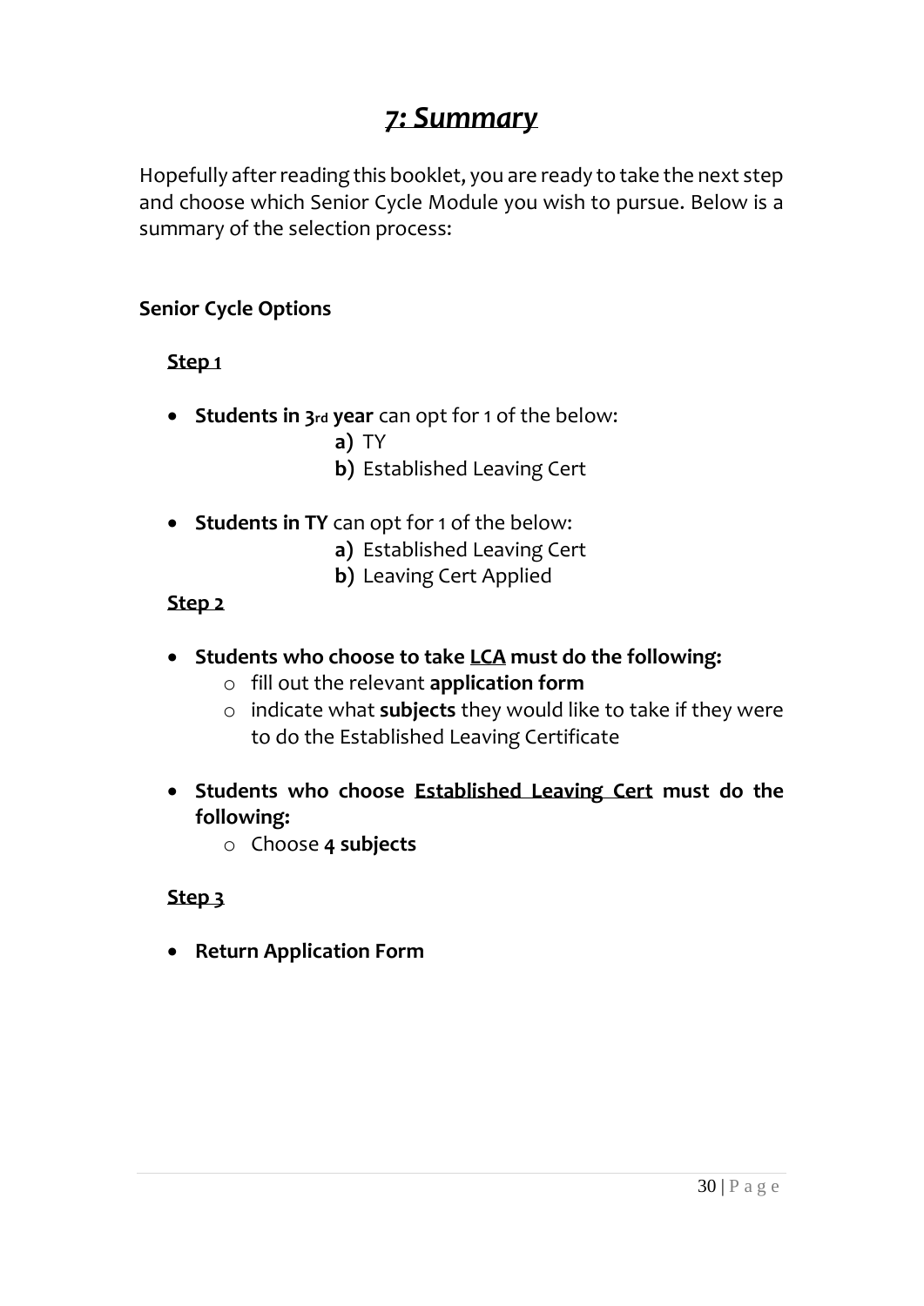// ***7: Summary***

Hopefully after reading this booklet, you are ready to take the next step and choose which Senior Cycle Module you wish to pursue. Below is a summary of the selection process:

**Senior Cycle Options**

**Step 1**

- **Students in 3rd year** can opt for 1 of the below:
  - **a)** TY
  - **b)** Established Leaving Cert
- **Students in TY** can opt for 1 of the below:
  - **a)** Established Leaving Cert
  - **b)** Leaving Cert Applied

**Step 2**

- **Students who choose to take LCA must do the following:**
  - fill out the relevant **application form**
  - indicate what **subjects** they would like to take if they were to do the Established Leaving Certificate
- **Students who choose Established Leaving Cert must do the following:**
  - Choose **4 subjects**

**Step 3**

- **Return Application Form**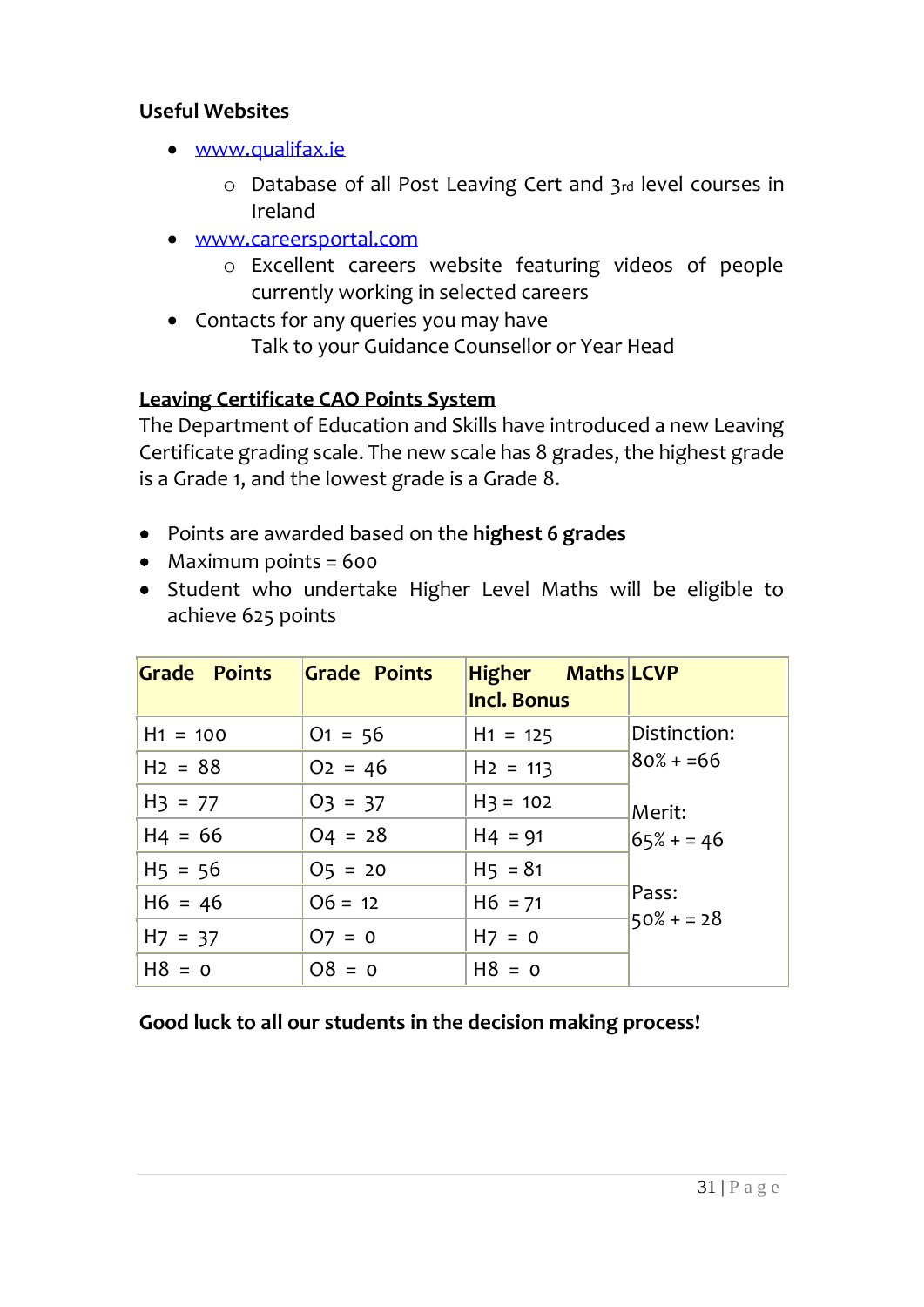**Useful Websites**

- [www.qualifax.ie](http://www.qualifax.ie)
    - Database of all Post Leaving Cert and 3rd level courses in Ireland
- [www.careersportal.com](http://www.careersportal.com)
    - Excellent careers website featuring videos of people currently working in selected careers
- Contacts for any queries you may have

  Talk to your Guidance Counsellor or Year Head

**Leaving Certificate CAO Points System**

The Department of Education and Skills have introduced a new Leaving Certificate grading scale. The new scale has 8 grades, the highest grade is a Grade 1, and the lowest grade is a Grade 8.

- Points are awarded based on the **highest 6 grades**
- Maximum points = 600
- Student who undertake Higher Level Maths will be eligible to achieve 625 points

| Grade Points | Grade Points | Higher Maths Incl. Bonus | LCVP |
|---|---|---|---|
| H1 = 100 | O1 = 56 | H1 = 125 | Distinction: 80% + =66 |
| H2 = 88 | O2 = 46 | H2 = 113 | |
| H3 = 77 | O3 = 37 | H3 = 102 | Merit: 65% + = 46 |
| H4 = 66 | O4 = 28 | H4 = 91 | |
| H5 = 56 | O5 = 20 | H5 = 81 | |
| H6 = 46 | O6 = 12 | H6 = 71 | Pass: 50% + = 28 |
| H7 = 37 | O7 = 0 | H7 = 0 | |
| H8 = 0 | O8 = 0 | H8 = 0 | |

**Good luck to all our students in the decision making process!**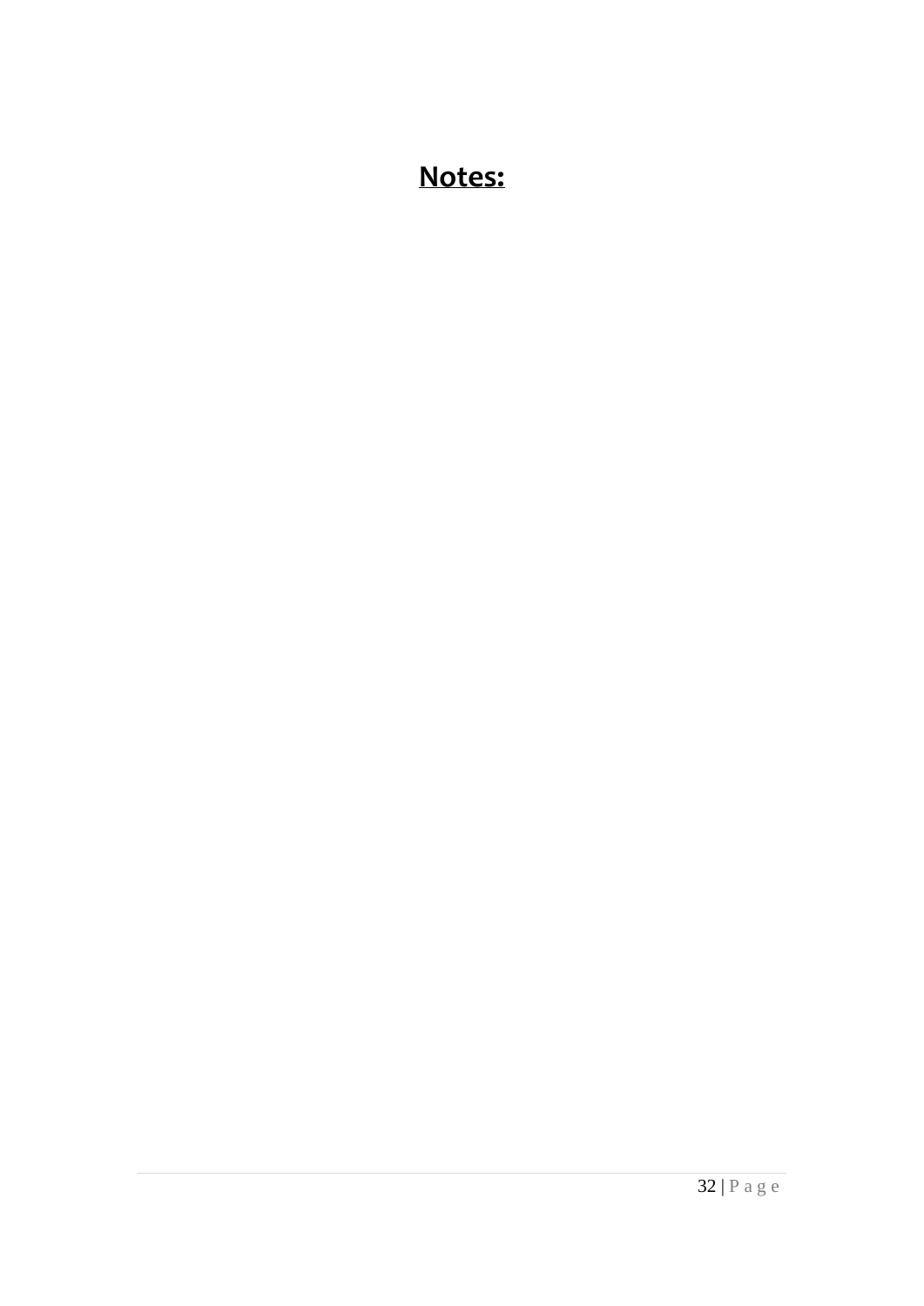# Notes: